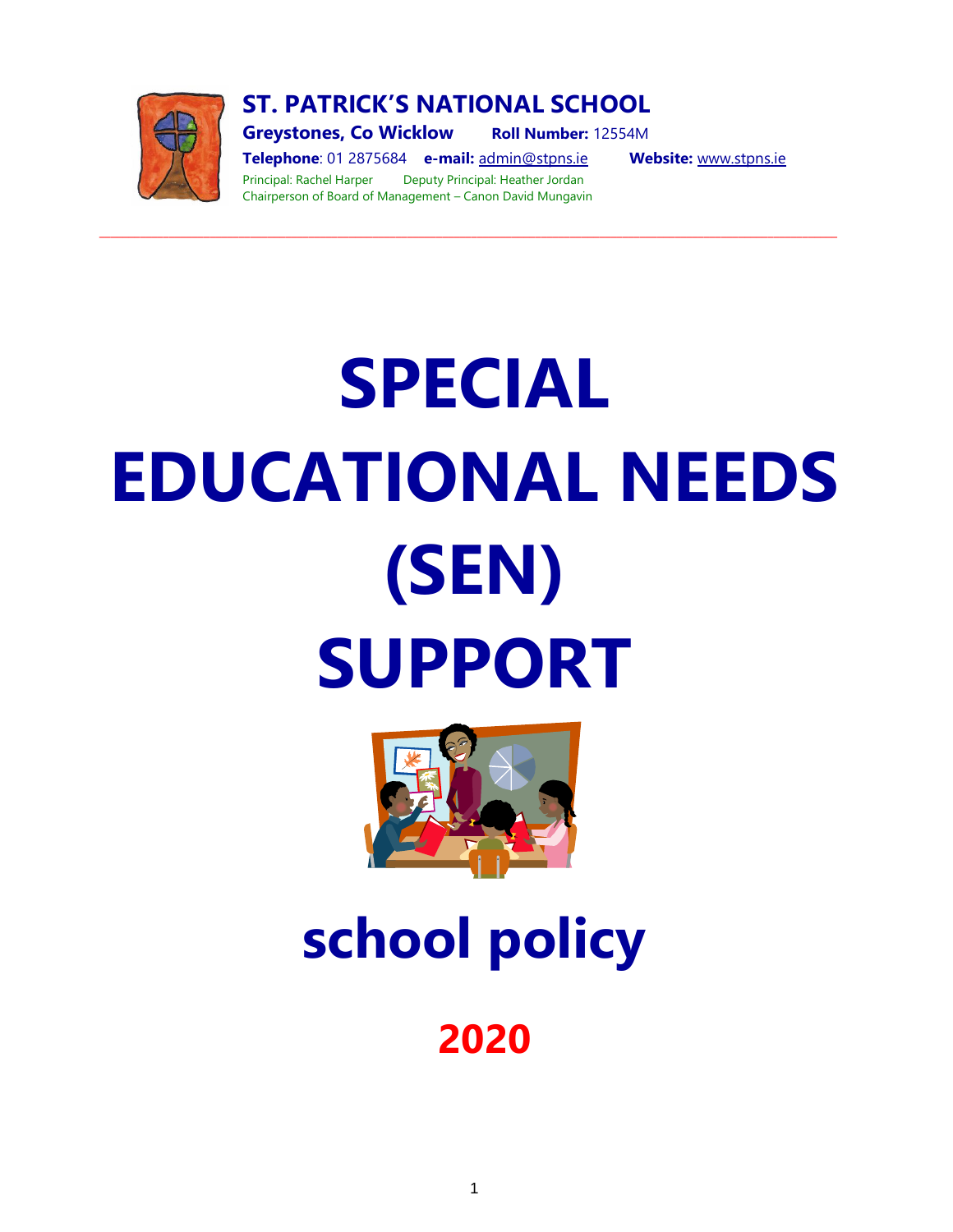**ST. PATRICK'S NATIONAL SCHOOL**

**Greystones, Co Wicklow** **Roll Number:** 12554M

**Telephone**: 01 2875684 **e-mail:** admin@stpns.ie **Website:** www.stpns.ie

Principal: Rachel Harper Deputy Principal: Heather Jordan

Chairperson of Board of Management – Canon David Mungavin

---

# SPECIAL EDUCATIONAL NEEDS (SEN) SUPPORT

# school policy

## 2020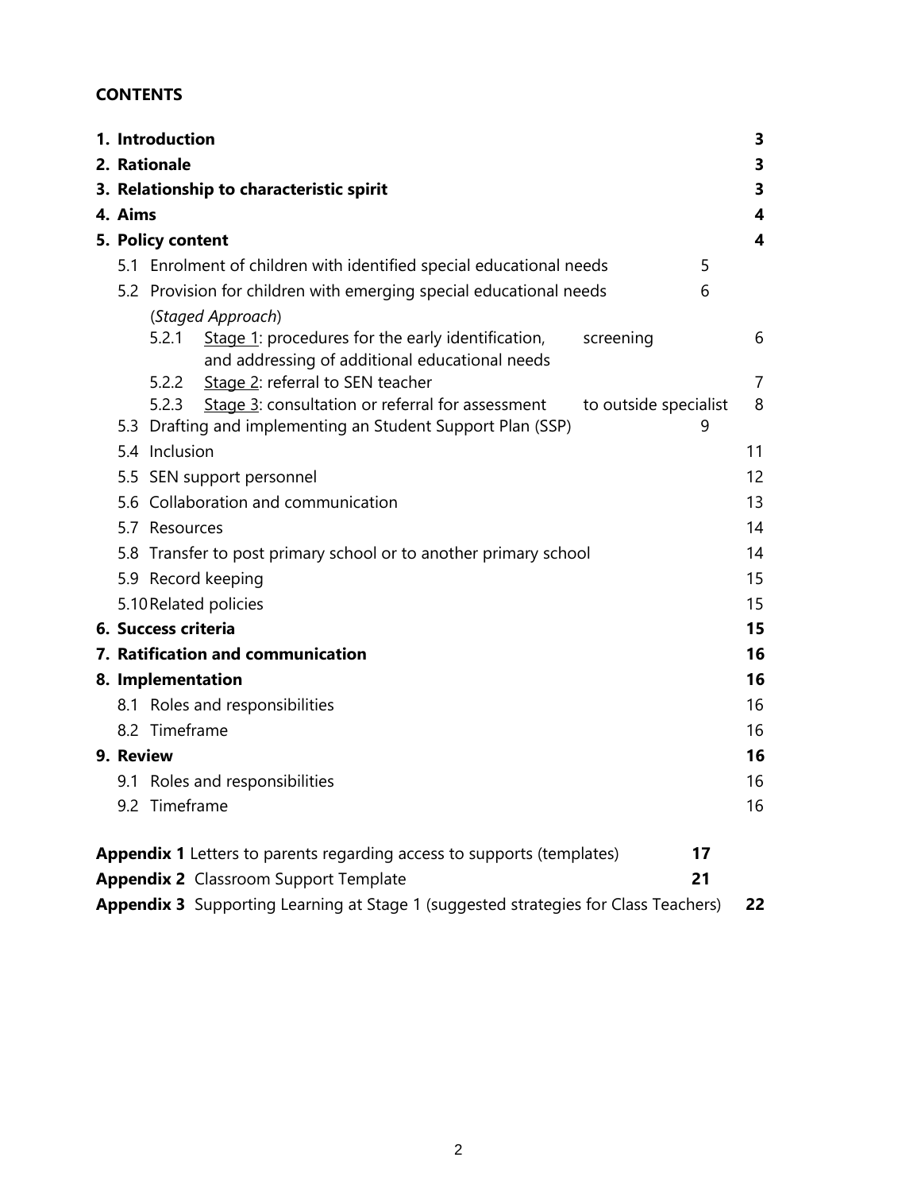**CONTENTS**

| | |
|---|---|
| **1. Introduction** | **3** |
| **2. Rationale** | **3** |
| **3. Relationship to characteristic spirit** | **3** |
| **4. Aims** | **4** |
| **5. Policy content** | **4** |
| 5.1 Enrolment of children with identified special educational needs | 5 |
| 5.2 Provision for children with emerging special educational needs (*Staged Approach*) | 6 |
| 5.2.1 Stage 1: procedures for the early identification, screening and addressing of additional educational needs | 6 |
| 5.2.2 Stage 2: referral to SEN teacher | 7 |
| 5.2.3 Stage 3: consultation or referral for assessment to outside specialist | 8 |
| 5.3 Drafting and implementing an Student Support Plan (SSP) | 9 |
| 5.4 Inclusion | 11 |
| 5.5 SEN support personnel | 12 |
| 5.6 Collaboration and communication | 13 |
| 5.7 Resources | 14 |
| 5.8 Transfer to post primary school or to another primary school | 14 |
| 5.9 Record keeping | 15 |
| 5.10 Related policies | 15 |
| **6. Success criteria** | **15** |
| **7. Ratification and communication** | **16** |
| **8. Implementation** | **16** |
| 8.1 Roles and responsibilities | 16 |
| 8.2 Timeframe | 16 |
| **9. Review** | **16** |
| 9.1 Roles and responsibilities | 16 |
| 9.2 Timeframe | 16 |
| **Appendix 1** Letters to parents regarding access to supports (templates) | **17** |
| **Appendix 2** Classroom Support Template | **21** |
| **Appendix 3** Supporting Learning at Stage 1 (suggested strategies for Class Teachers) | **22** |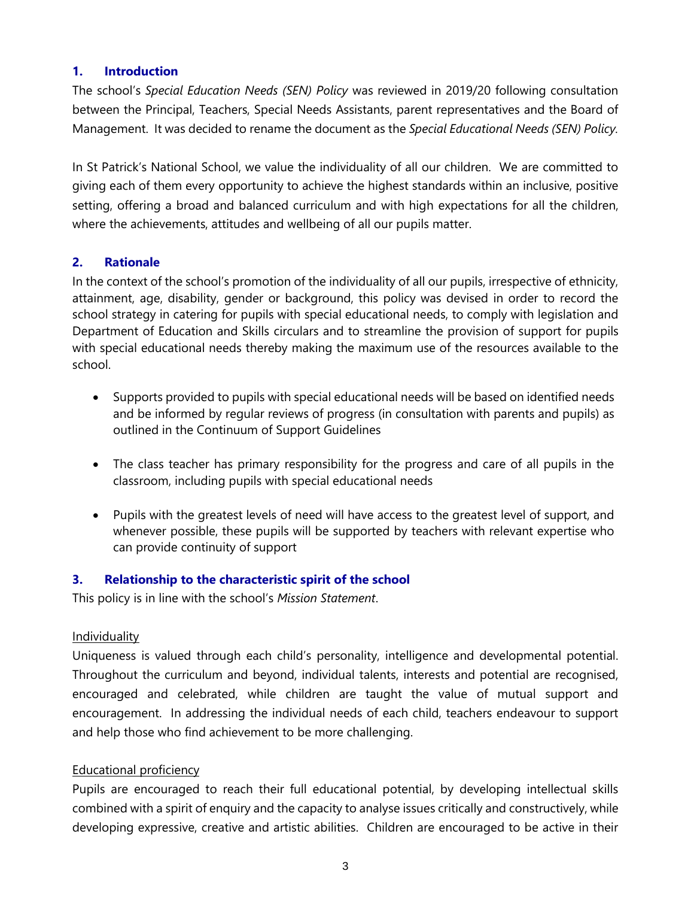## 1. Introduction

The school's *Special Education Needs (SEN) Policy* was reviewed in 2019/20 following consultation between the Principal, Teachers, Special Needs Assistants, parent representatives and the Board of Management. It was decided to rename the document as the *Special Educational Needs (SEN) Policy.*

In St Patrick's National School, we value the individuality of all our children. We are committed to giving each of them every opportunity to achieve the highest standards within an inclusive, positive setting, offering a broad and balanced curriculum and with high expectations for all the children, where the achievements, attitudes and wellbeing of all our pupils matter.

## 2. Rationale

In the context of the school's promotion of the individuality of all our pupils, irrespective of ethnicity, attainment, age, disability, gender or background, this policy was devised in order to record the school strategy in catering for pupils with special educational needs, to comply with legislation and Department of Education and Skills circulars and to streamline the provision of support for pupils with special educational needs thereby making the maximum use of the resources available to the school.

- Supports provided to pupils with special educational needs will be based on identified needs and be informed by regular reviews of progress (in consultation with parents and pupils) as outlined in the Continuum of Support Guidelines

- The class teacher has primary responsibility for the progress and care of all pupils in the classroom, including pupils with special educational needs

- Pupils with the greatest levels of need will have access to the greatest level of support, and whenever possible, these pupils will be supported by teachers with relevant expertise who can provide continuity of support

## 3. Relationship to the characteristic spirit of the school

This policy is in line with the school's *Mission Statement*.

<u>Individuality</u>

Uniqueness is valued through each child's personality, intelligence and developmental potential. Throughout the curriculum and beyond, individual talents, interests and potential are recognised, encouraged and celebrated, while children are taught the value of mutual support and encouragement. In addressing the individual needs of each child, teachers endeavour to support and help those who find achievement to be more challenging.

<u>Educational proficiency</u>

Pupils are encouraged to reach their full educational potential, by developing intellectual skills combined with a spirit of enquiry and the capacity to analyse issues critically and constructively, while developing expressive, creative and artistic abilities. Children are encouraged to be active in their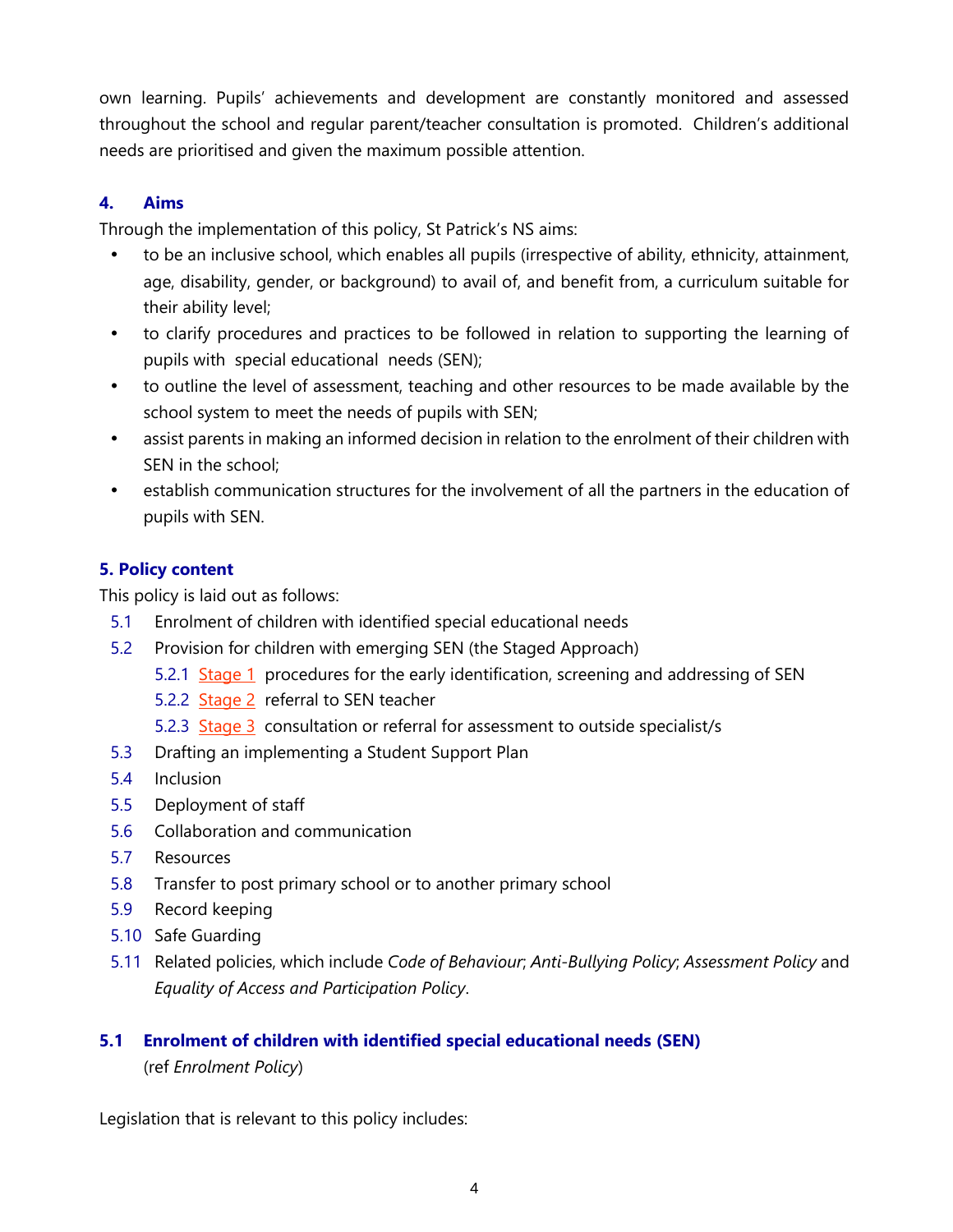own learning. Pupils' achievements and development are constantly monitored and assessed throughout the school and regular parent/teacher consultation is promoted. Children's additional needs are prioritised and given the maximum possible attention.

## 4. Aims

Through the implementation of this policy, St Patrick's NS aims:

- to be an inclusive school, which enables all pupils (irrespective of ability, ethnicity, attainment, age, disability, gender, or background) to avail of, and benefit from, a curriculum suitable for their ability level;
- to clarify procedures and practices to be followed in relation to supporting the learning of pupils with special educational needs (SEN);
- to outline the level of assessment, teaching and other resources to be made available by the school system to meet the needs of pupils with SEN;
- assist parents in making an informed decision in relation to the enrolment of their children with SEN in the school;
- establish communication structures for the involvement of all the partners in the education of pupils with SEN.

## 5. Policy content

This policy is laid out as follows:

- 5.1 Enrolment of children with identified special educational needs
- 5.2 Provision for children with emerging SEN (the Staged Approach)
  - 5.2.1 Stage 1 procedures for the early identification, screening and addressing of SEN
  - 5.2.2 Stage 2 referral to SEN teacher
  - 5.2.3 Stage 3 consultation or referral for assessment to outside specialist/s
- 5.3 Drafting an implementing a Student Support Plan
- 5.4 Inclusion
- 5.5 Deployment of staff
- 5.6 Collaboration and communication
- 5.7 Resources
- 5.8 Transfer to post primary school or to another primary school
- 5.9 Record keeping
- 5.10 Safe Guarding
- 5.11 Related policies, which include *Code of Behaviour*; *Anti-Bullying Policy*; *Assessment Policy* and *Equality of Access and Participation Policy*.

### 5.1 Enrolment of children with identified special educational needs (SEN)

(ref *Enrolment Policy*)

Legislation that is relevant to this policy includes: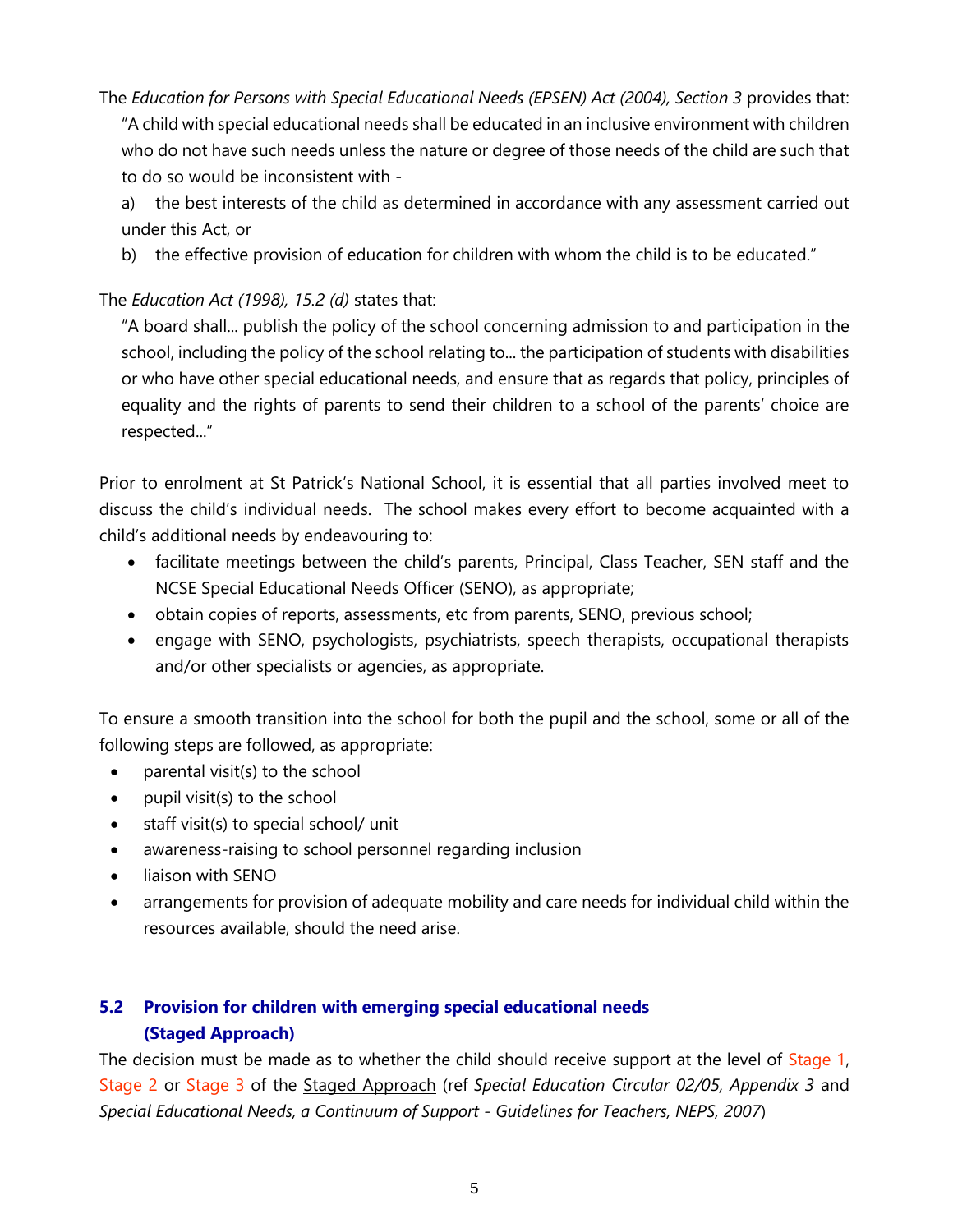The *Education for Persons with Special Educational Needs (EPSEN) Act (2004), Section 3* provides that:

> "A child with special educational needs shall be educated in an inclusive environment with children who do not have such needs unless the nature or degree of those needs of the child are such that to do so would be inconsistent with -
>
> a) the best interests of the child as determined in accordance with any assessment carried out under this Act, or
>
> b) the effective provision of education for children with whom the child is to be educated."

The *Education Act (1998), 15.2 (d)* states that:

> "A board shall... publish the policy of the school concerning admission to and participation in the school, including the policy of the school relating to... the participation of students with disabilities or who have other special educational needs, and ensure that as regards that policy, principles of equality and the rights of parents to send their children to a school of the parents' choice are respected..."

Prior to enrolment at St Patrick's National School, it is essential that all parties involved meet to discuss the child's individual needs. The school makes every effort to become acquainted with a child's additional needs by endeavouring to:

- facilitate meetings between the child's parents, Principal, Class Teacher, SEN staff and the NCSE Special Educational Needs Officer (SENO), as appropriate;
- obtain copies of reports, assessments, etc from parents, SENO, previous school;
- engage with SENO, psychologists, psychiatrists, speech therapists, occupational therapists and/or other specialists or agencies, as appropriate.

To ensure a smooth transition into the school for both the pupil and the school, some or all of the following steps are followed, as appropriate:

- parental visit(s) to the school
- pupil visit(s) to the school
- staff visit(s) to special school/ unit
- awareness-raising to school personnel regarding inclusion
- liaison with SENO
- arrangements for provision of adequate mobility and care needs for individual child within the resources available, should the need arise.

### 5.2 Provision for children with emerging special educational needs (Staged Approach)

The decision must be made as to whether the child should receive support at the level of Stage 1, Stage 2 or Stage 3 of the Staged Approach (ref *Special Education Circular 02/05, Appendix 3* and *Special Educational Needs, a Continuum of Support - Guidelines for Teachers, NEPS, 2007*)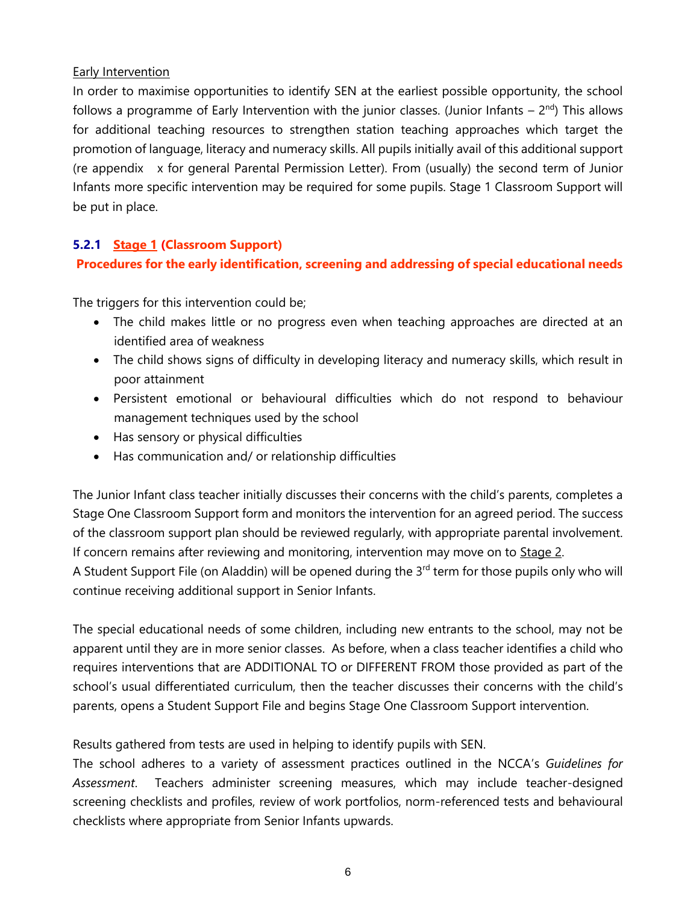Early Intervention

In order to maximise opportunities to identify SEN at the earliest possible opportunity, the school follows a programme of Early Intervention with the junior classes. (Junior Infants – 2nd) This allows for additional teaching resources to strengthen station teaching approaches which target the promotion of language, literacy and numeracy skills. All pupils initially avail of this additional support (re appendix x for general Parental Permission Letter). From (usually) the second term of Junior Infants more specific intervention may be required for some pupils. Stage 1 Classroom Support will be put in place.

### 5.2.1 Stage 1 (Classroom Support)

**Procedures for the early identification, screening and addressing of special educational needs**

The triggers for this intervention could be;

- The child makes little or no progress even when teaching approaches are directed at an identified area of weakness
- The child shows signs of difficulty in developing literacy and numeracy skills, which result in poor attainment
- Persistent emotional or behavioural difficulties which do not respond to behaviour management techniques used by the school
- Has sensory or physical difficulties
- Has communication and/ or relationship difficulties

The Junior Infant class teacher initially discusses their concerns with the child's parents, completes a Stage One Classroom Support form and monitors the intervention for an agreed period. The success of the classroom support plan should be reviewed regularly, with appropriate parental involvement. If concern remains after reviewing and monitoring, intervention may move on to Stage 2.

A Student Support File (on Aladdin) will be opened during the 3rd term for those pupils only who will continue receiving additional support in Senior Infants.

The special educational needs of some children, including new entrants to the school, may not be apparent until they are in more senior classes. As before, when a class teacher identifies a child who requires interventions that are ADDITIONAL TO or DIFFERENT FROM those provided as part of the school's usual differentiated curriculum, then the teacher discusses their concerns with the child's parents, opens a Student Support File and begins Stage One Classroom Support intervention.

Results gathered from tests are used in helping to identify pupils with SEN.

The school adheres to a variety of assessment practices outlined in the NCCA's *Guidelines for Assessment*. Teachers administer screening measures, which may include teacher-designed screening checklists and profiles, review of work portfolios, norm-referenced tests and behavioural checklists where appropriate from Senior Infants upwards.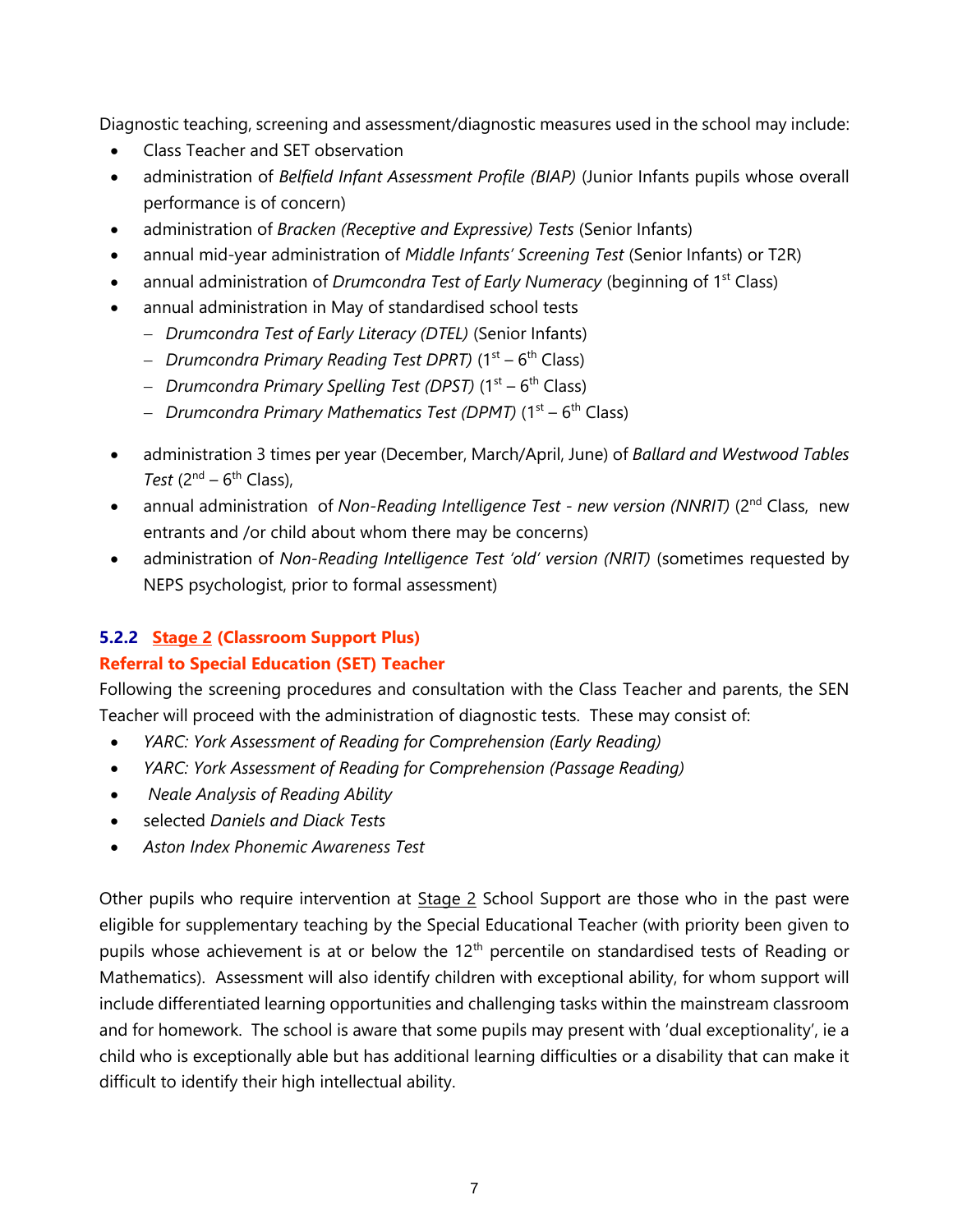Diagnostic teaching, screening and assessment/diagnostic measures used in the school may include:

- Class Teacher and SET observation
- administration of *Belfield Infant Assessment Profile (BIAP)* (Junior Infants pupils whose overall performance is of concern)
- administration of *Bracken (Receptive and Expressive) Tests* (Senior Infants)
- annual mid-year administration of *Middle Infants' Screening Test* (Senior Infants) or T2R)
- annual administration of *Drumcondra Test of Early Numeracy* (beginning of 1st Class)
- annual administration in May of standardised school tests
  - *Drumcondra Test of Early Literacy (DTEL)* (Senior Infants)
  - *Drumcondra Primary Reading Test DPRT)* (1st – 6th Class)
  - *Drumcondra Primary Spelling Test (DPST)* (1st – 6th Class)
  - *Drumcondra Primary Mathematics Test (DPMT)* (1st – 6th Class)
- administration 3 times per year (December, March/April, June) of *Ballard and Westwood Tables Test* (2nd – 6th Class),
- annual administration of *Non-Reading Intelligence Test - new version (NNRIT)* (2nd Class, new entrants and /or child about whom there may be concerns)
- administration of *Non-Reading Intelligence Test 'old' version (NRIT)* (sometimes requested by NEPS psychologist, prior to formal assessment)

### 5.2.2 Stage 2 (Classroom Support Plus)

**Referral to Special Education (SET) Teacher**

Following the screening procedures and consultation with the Class Teacher and parents, the SEN Teacher will proceed with the administration of diagnostic tests. These may consist of:

- *YARC: York Assessment of Reading for Comprehension (Early Reading)*
- *YARC: York Assessment of Reading for Comprehension (Passage Reading)*
- *Neale Analysis of Reading Ability*
- selected *Daniels and Diack Tests*
- *Aston Index Phonemic Awareness Test*

Other pupils who require intervention at Stage 2 School Support are those who in the past were eligible for supplementary teaching by the Special Educational Teacher (with priority been given to pupils whose achievement is at or below the 12th percentile on standardised tests of Reading or Mathematics). Assessment will also identify children with exceptional ability, for whom support will include differentiated learning opportunities and challenging tasks within the mainstream classroom and for homework. The school is aware that some pupils may present with 'dual exceptionality', ie a child who is exceptionally able but has additional learning difficulties or a disability that can make it difficult to identify their high intellectual ability.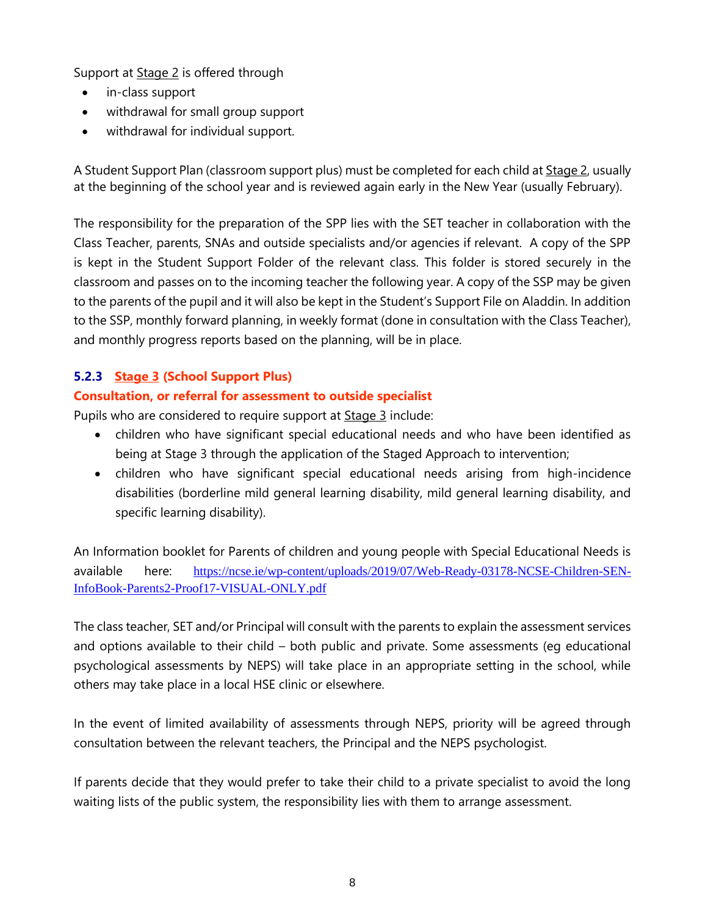Support at Stage 2 is offered through

- in-class support
- withdrawal for small group support
- withdrawal for individual support.

A Student Support Plan (classroom support plus) must be completed for each child at Stage 2, usually at the beginning of the school year and is reviewed again early in the New Year (usually February).

The responsibility for the preparation of the SPP lies with the SET teacher in collaboration with the Class Teacher, parents, SNAs and outside specialists and/or agencies if relevant. A copy of the SPP is kept in the Student Support Folder of the relevant class. This folder is stored securely in the classroom and passes on to the incoming teacher the following year. A copy of the SSP may be given to the parents of the pupil and it will also be kept in the Student's Support File on Aladdin. In addition to the SSP, monthly forward planning, in weekly format (done in consultation with the Class Teacher), and monthly progress reports based on the planning, will be in place.

### 5.2.3 Stage 3 (School Support Plus)

**Consultation, or referral for assessment to outside specialist**

Pupils who are considered to require support at Stage 3 include:

- children who have significant special educational needs and who have been identified as being at Stage 3 through the application of the Staged Approach to intervention;
- children who have significant special educational needs arising from high-incidence disabilities (borderline mild general learning disability, mild general learning disability, and specific learning disability).

An Information booklet for Parents of children and young people with Special Educational Needs is available here: https://ncse.ie/wp-content/uploads/2019/07/Web-Ready-03178-NCSE-Children-SEN-InfoBook-Parents2-Proof17-VISUAL-ONLY.pdf

The class teacher, SET and/or Principal will consult with the parents to explain the assessment services and options available to their child – both public and private. Some assessments (eg educational psychological assessments by NEPS) will take place in an appropriate setting in the school, while others may take place in a local HSE clinic or elsewhere.

In the event of limited availability of assessments through NEPS, priority will be agreed through consultation between the relevant teachers, the Principal and the NEPS psychologist.

If parents decide that they would prefer to take their child to a private specialist to avoid the long waiting lists of the public system, the responsibility lies with them to arrange assessment.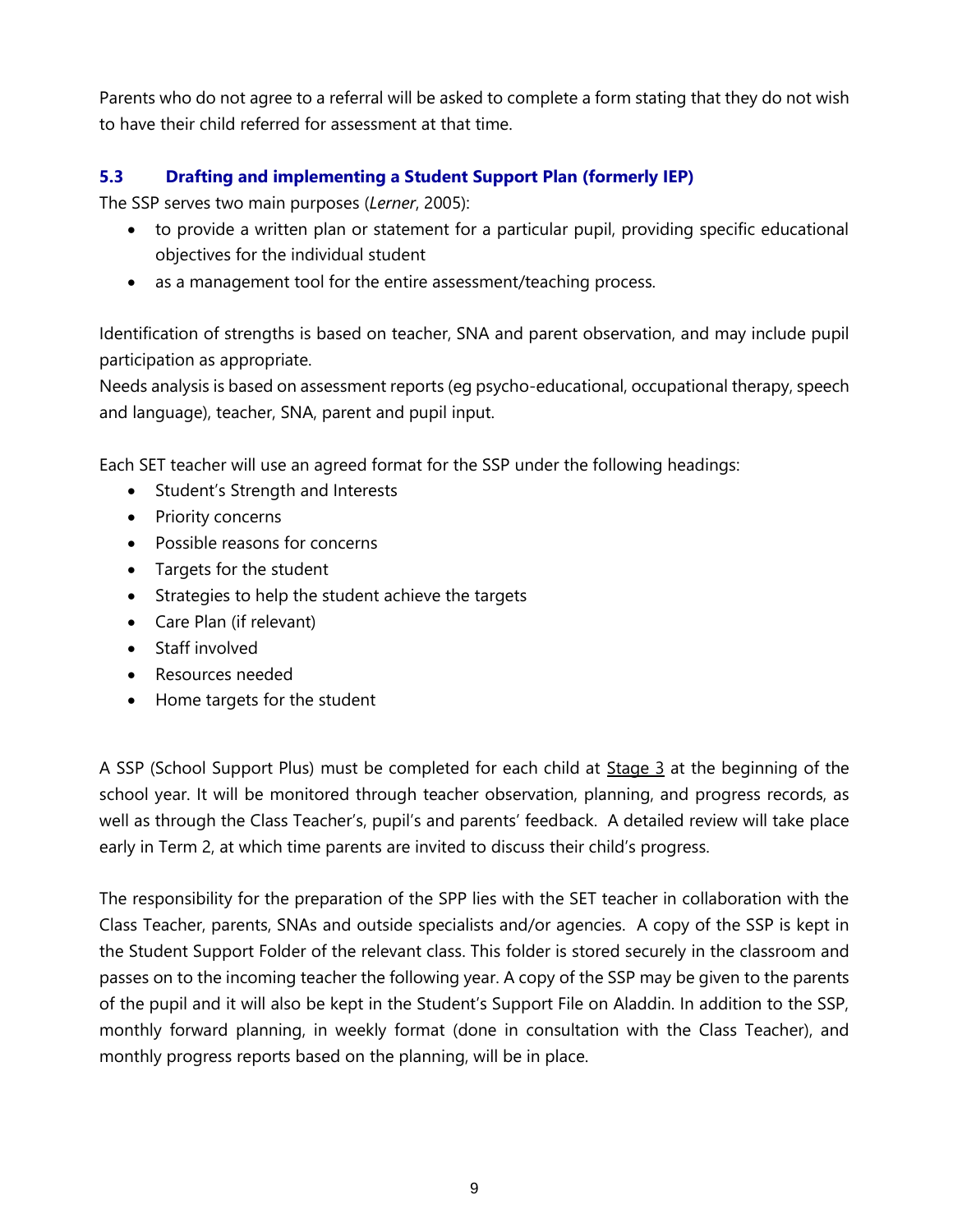Parents who do not agree to a referral will be asked to complete a form stating that they do not wish to have their child referred for assessment at that time.

### 5.3 Drafting and implementing a Student Support Plan (formerly IEP)

The SSP serves two main purposes (*Lerner*, 2005):

- to provide a written plan or statement for a particular pupil, providing specific educational objectives for the individual student
- as a management tool for the entire assessment/teaching process.

Identification of strengths is based on teacher, SNA and parent observation, and may include pupil participation as appropriate.
Needs analysis is based on assessment reports (eg psycho-educational, occupational therapy, speech and language), teacher, SNA, parent and pupil input.

Each SET teacher will use an agreed format for the SSP under the following headings:

- Student's Strength and Interests
- Priority concerns
- Possible reasons for concerns
- Targets for the student
- Strategies to help the student achieve the targets
- Care Plan (if relevant)
- Staff involved
- Resources needed
- Home targets for the student

A SSP (School Support Plus) must be completed for each child at <u>Stage 3</u> at the beginning of the school year. It will be monitored through teacher observation, planning, and progress records, as well as through the Class Teacher's, pupil's and parents' feedback. A detailed review will take place early in Term 2, at which time parents are invited to discuss their child's progress.

The responsibility for the preparation of the SPP lies with the SET teacher in collaboration with the Class Teacher, parents, SNAs and outside specialists and/or agencies. A copy of the SSP is kept in the Student Support Folder of the relevant class. This folder is stored securely in the classroom and passes on to the incoming teacher the following year. A copy of the SSP may be given to the parents of the pupil and it will also be kept in the Student's Support File on Aladdin. In addition to the SSP, monthly forward planning, in weekly format (done in consultation with the Class Teacher), and monthly progress reports based on the planning, will be in place.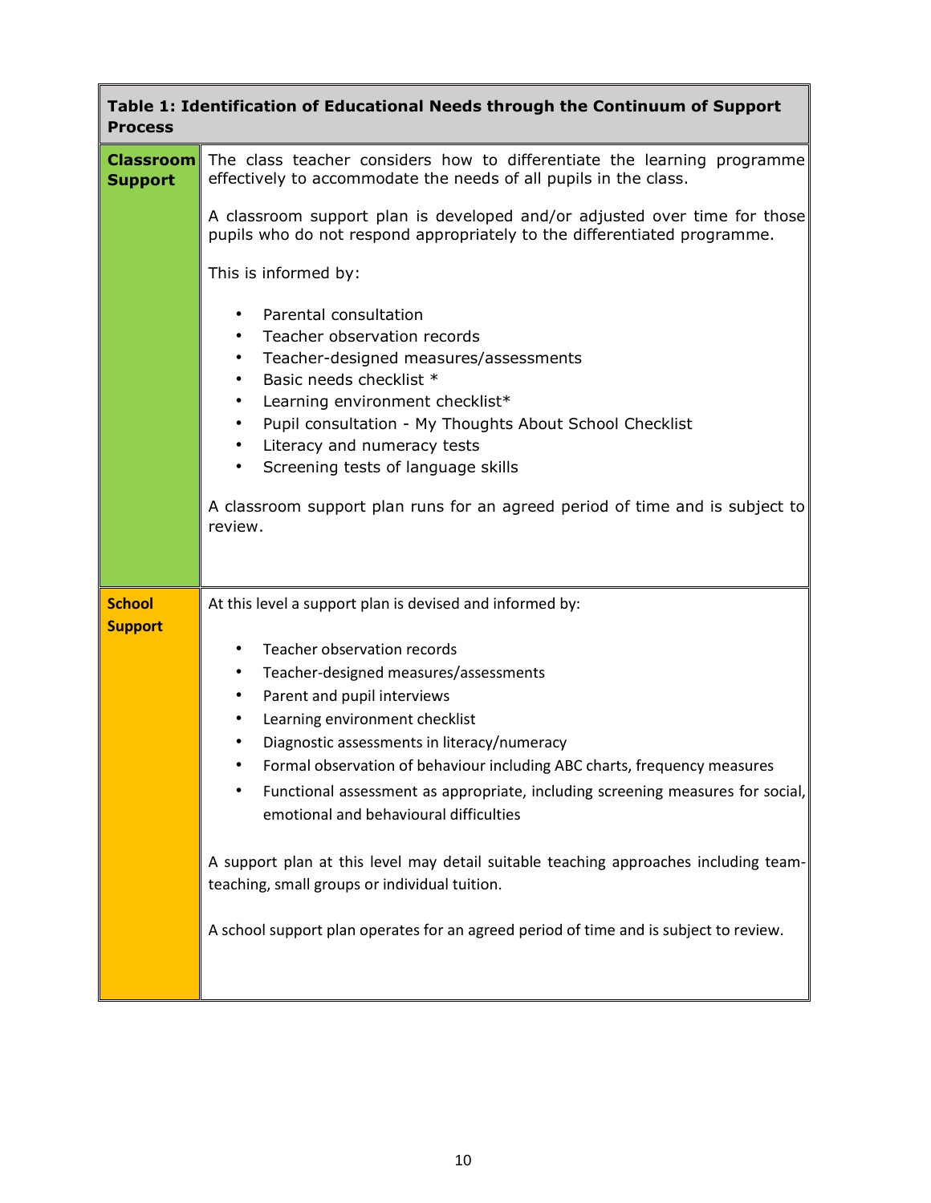| Table 1: Identification of Educational Needs through the Continuum of Support Process | |
|---|---|
| **Classroom Support** | The class teacher considers how to differentiate the learning programme effectively to accommodate the needs of all pupils in the class.<br><br>A classroom support plan is developed and/or adjusted over time for those pupils who do not respond appropriately to the differentiated programme.<br><br>This is informed by:<br><br>• Parental consultation<br>• Teacher observation records<br>• Teacher-designed measures/assessments<br>• Basic needs checklist *<br>• Learning environment checklist*<br>• Pupil consultation - My Thoughts About School Checklist<br>• Literacy and numeracy tests<br>• Screening tests of language skills<br><br>A classroom support plan runs for an agreed period of time and is subject to review. |
| **School Support** | At this level a support plan is devised and informed by:<br><br>• Teacher observation records<br>• Teacher-designed measures/assessments<br>• Parent and pupil interviews<br>• Learning environment checklist<br>• Diagnostic assessments in literacy/numeracy<br>• Formal observation of behaviour including ABC charts, frequency measures<br>• Functional assessment as appropriate, including screening measures for social, emotional and behavioural difficulties<br><br>A support plan at this level may detail suitable teaching approaches including team-teaching, small groups or individual tuition.<br><br>A school support plan operates for an agreed period of time and is subject to review. |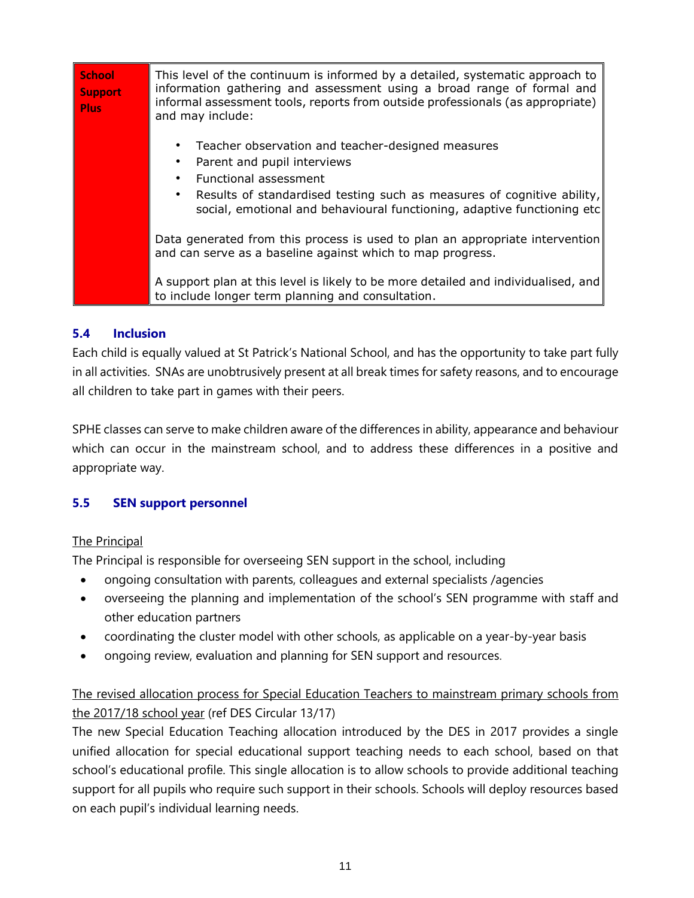| School Support Plus | This level of the continuum is informed by a detailed, systematic approach to information gathering and assessment using a broad range of formal and informal assessment tools, reports from outside professionals (as appropriate) and may include:<br><br>• Teacher observation and teacher-designed measures<br>• Parent and pupil interviews<br>• Functional assessment<br>• Results of standardised testing such as measures of cognitive ability, social, emotional and behavioural functioning, adaptive functioning etc<br><br>Data generated from this process is used to plan an appropriate intervention and can serve as a baseline against which to map progress.<br><br>A support plan at this level is likely to be more detailed and individualised, and to include longer term planning and consultation. |
|---|---|

### 5.4 Inclusion

Each child is equally valued at St Patrick's National School, and has the opportunity to take part fully in all activities. SNAs are unobtrusively present at all break times for safety reasons, and to encourage all children to take part in games with their peers.

SPHE classes can serve to make children aware of the differences in ability, appearance and behaviour which can occur in the mainstream school, and to address these differences in a positive and appropriate way.

### 5.5 SEN support personnel

<u>The Principal</u>

The Principal is responsible for overseeing SEN support in the school, including

- ongoing consultation with parents, colleagues and external specialists /agencies
- overseeing the planning and implementation of the school's SEN programme with staff and other education partners
- coordinating the cluster model with other schools, as applicable on a year-by-year basis
- ongoing review, evaluation and planning for SEN support and resources.

<u>The revised allocation process for Special Education Teachers to mainstream primary schools from the 2017/18 school year</u> (ref DES Circular 13/17)

The new Special Education Teaching allocation introduced by the DES in 2017 provides a single unified allocation for special educational support teaching needs to each school, based on that school's educational profile. This single allocation is to allow schools to provide additional teaching support for all pupils who require such support in their schools. Schools will deploy resources based on each pupil's individual learning needs.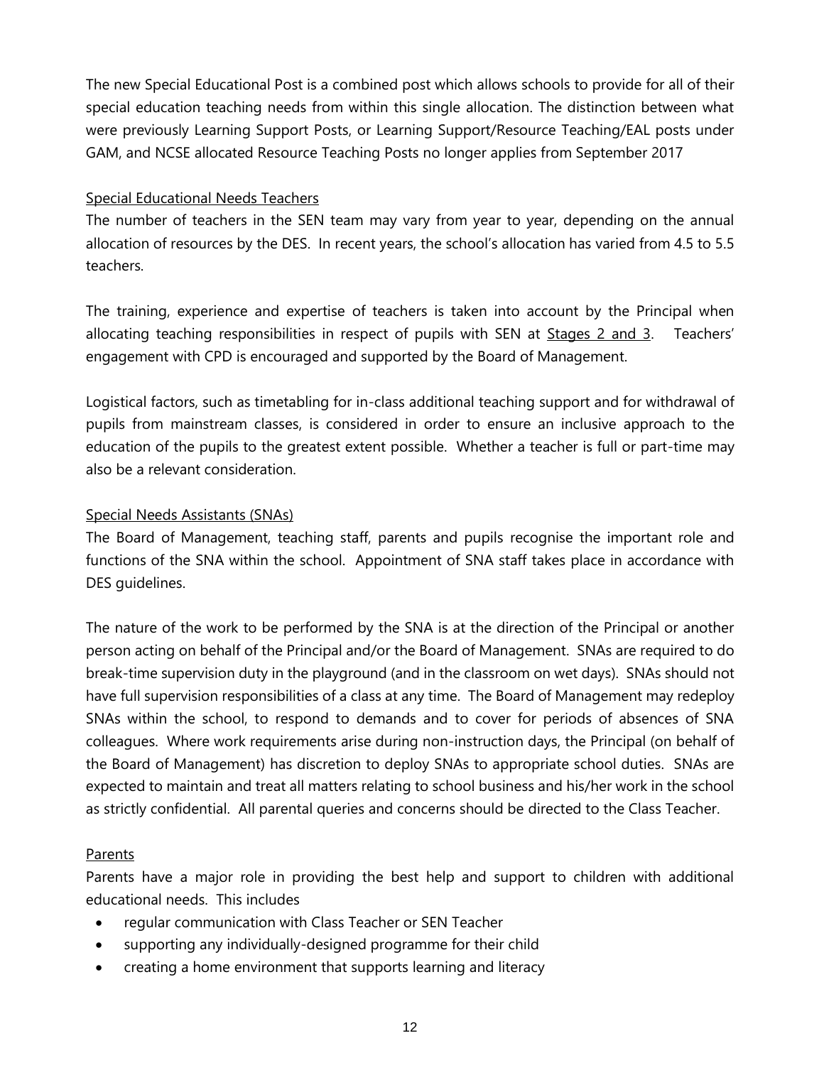The new Special Educational Post is a combined post which allows schools to provide for all of their special education teaching needs from within this single allocation. The distinction between what were previously Learning Support Posts, or Learning Support/Resource Teaching/EAL posts under GAM, and NCSE allocated Resource Teaching Posts no longer applies from September 2017

### Special Educational Needs Teachers

The number of teachers in the SEN team may vary from year to year, depending on the annual allocation of resources by the DES. In recent years, the school's allocation has varied from 4.5 to 5.5 teachers.

The training, experience and expertise of teachers is taken into account by the Principal when allocating teaching responsibilities in respect of pupils with SEN at Stages 2 and 3. Teachers' engagement with CPD is encouraged and supported by the Board of Management.

Logistical factors, such as timetabling for in-class additional teaching support and for withdrawal of pupils from mainstream classes, is considered in order to ensure an inclusive approach to the education of the pupils to the greatest extent possible. Whether a teacher is full or part-time may also be a relevant consideration.

### Special Needs Assistants (SNAs)

The Board of Management, teaching staff, parents and pupils recognise the important role and functions of the SNA within the school. Appointment of SNA staff takes place in accordance with DES guidelines.

The nature of the work to be performed by the SNA is at the direction of the Principal or another person acting on behalf of the Principal and/or the Board of Management. SNAs are required to do break-time supervision duty in the playground (and in the classroom on wet days). SNAs should not have full supervision responsibilities of a class at any time. The Board of Management may redeploy SNAs within the school, to respond to demands and to cover for periods of absences of SNA colleagues. Where work requirements arise during non-instruction days, the Principal (on behalf of the Board of Management) has discretion to deploy SNAs to appropriate school duties. SNAs are expected to maintain and treat all matters relating to school business and his/her work in the school as strictly confidential. All parental queries and concerns should be directed to the Class Teacher.

### Parents

Parents have a major role in providing the best help and support to children with additional educational needs. This includes

- regular communication with Class Teacher or SEN Teacher
- supporting any individually-designed programme for their child
- creating a home environment that supports learning and literacy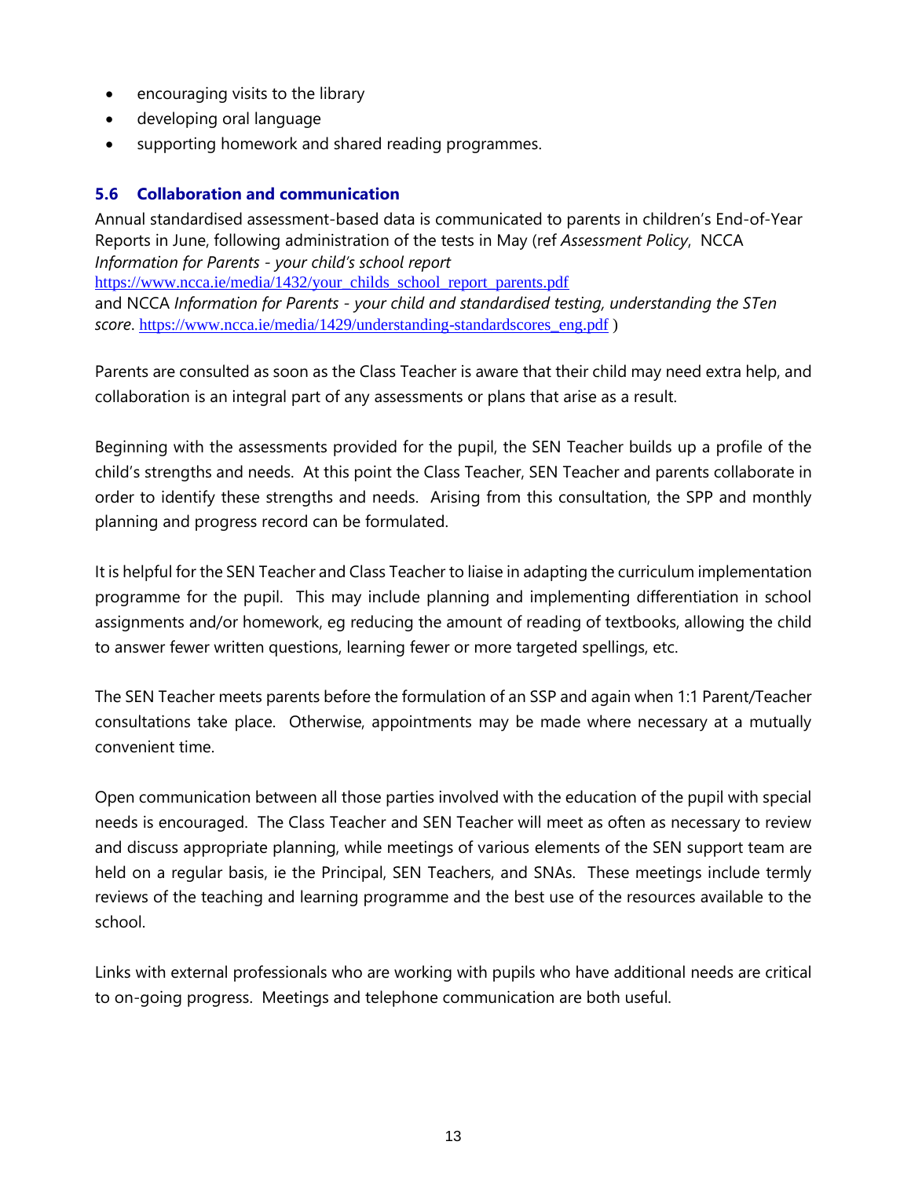- encouraging visits to the library
- developing oral language
- supporting homework and shared reading programmes.

### 5.6 Collaboration and communication

Annual standardised assessment-based data is communicated to parents in children's End-of-Year Reports in June, following administration of the tests in May (ref *Assessment Policy*, NCCA *Information for Parents - your child's school report* https://www.ncca.ie/media/1432/your_childs_school_report_parents.pdf and NCCA *Information for Parents - your child and standardised testing, understanding the STen score*. https://www.ncca.ie/media/1429/understanding-standardscores_eng.pdf )

Parents are consulted as soon as the Class Teacher is aware that their child may need extra help, and collaboration is an integral part of any assessments or plans that arise as a result.

Beginning with the assessments provided for the pupil, the SEN Teacher builds up a profile of the child's strengths and needs. At this point the Class Teacher, SEN Teacher and parents collaborate in order to identify these strengths and needs. Arising from this consultation, the SPP and monthly planning and progress record can be formulated.

It is helpful for the SEN Teacher and Class Teacher to liaise in adapting the curriculum implementation programme for the pupil. This may include planning and implementing differentiation in school assignments and/or homework, eg reducing the amount of reading of textbooks, allowing the child to answer fewer written questions, learning fewer or more targeted spellings, etc.

The SEN Teacher meets parents before the formulation of an SSP and again when 1:1 Parent/Teacher consultations take place. Otherwise, appointments may be made where necessary at a mutually convenient time.

Open communication between all those parties involved with the education of the pupil with special needs is encouraged. The Class Teacher and SEN Teacher will meet as often as necessary to review and discuss appropriate planning, while meetings of various elements of the SEN support team are held on a regular basis, ie the Principal, SEN Teachers, and SNAs. These meetings include termly reviews of the teaching and learning programme and the best use of the resources available to the school.

Links with external professionals who are working with pupils who have additional needs are critical to on-going progress. Meetings and telephone communication are both useful.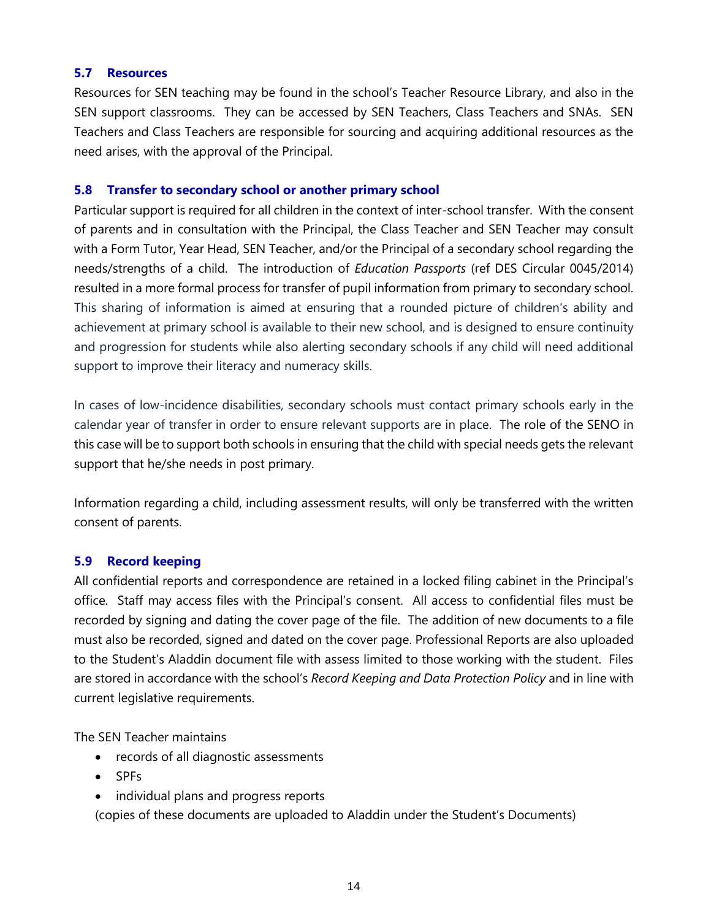### 5.7 Resources

Resources for SEN teaching may be found in the school's Teacher Resource Library, and also in the SEN support classrooms. They can be accessed by SEN Teachers, Class Teachers and SNAs. SEN Teachers and Class Teachers are responsible for sourcing and acquiring additional resources as the need arises, with the approval of the Principal.

### 5.8 Transfer to secondary school or another primary school

Particular support is required for all children in the context of inter-school transfer. With the consent of parents and in consultation with the Principal, the Class Teacher and SEN Teacher may consult with a Form Tutor, Year Head, SEN Teacher, and/or the Principal of a secondary school regarding the needs/strengths of a child. The introduction of *Education Passports* (ref DES Circular 0045/2014) resulted in a more formal process for transfer of pupil information from primary to secondary school. This sharing of information is aimed at ensuring that a rounded picture of children's ability and achievement at primary school is available to their new school, and is designed to ensure continuity and progression for students while also alerting secondary schools if any child will need additional support to improve their literacy and numeracy skills.

In cases of low-incidence disabilities, secondary schools must contact primary schools early in the calendar year of transfer in order to ensure relevant supports are in place. The role of the SENO in this case will be to support both schools in ensuring that the child with special needs gets the relevant support that he/she needs in post primary.

Information regarding a child, including assessment results, will only be transferred with the written consent of parents.

### 5.9 Record keeping

All confidential reports and correspondence are retained in a locked filing cabinet in the Principal's office. Staff may access files with the Principal's consent. All access to confidential files must be recorded by signing and dating the cover page of the file. The addition of new documents to a file must also be recorded, signed and dated on the cover page. Professional Reports are also uploaded to the Student's Aladdin document file with assess limited to those working with the student. Files are stored in accordance with the school's *Record Keeping and Data Protection Policy* and in line with current legislative requirements.

The SEN Teacher maintains

- records of all diagnostic assessments
- SPFs
- individual plans and progress reports

(copies of these documents are uploaded to Aladdin under the Student's Documents)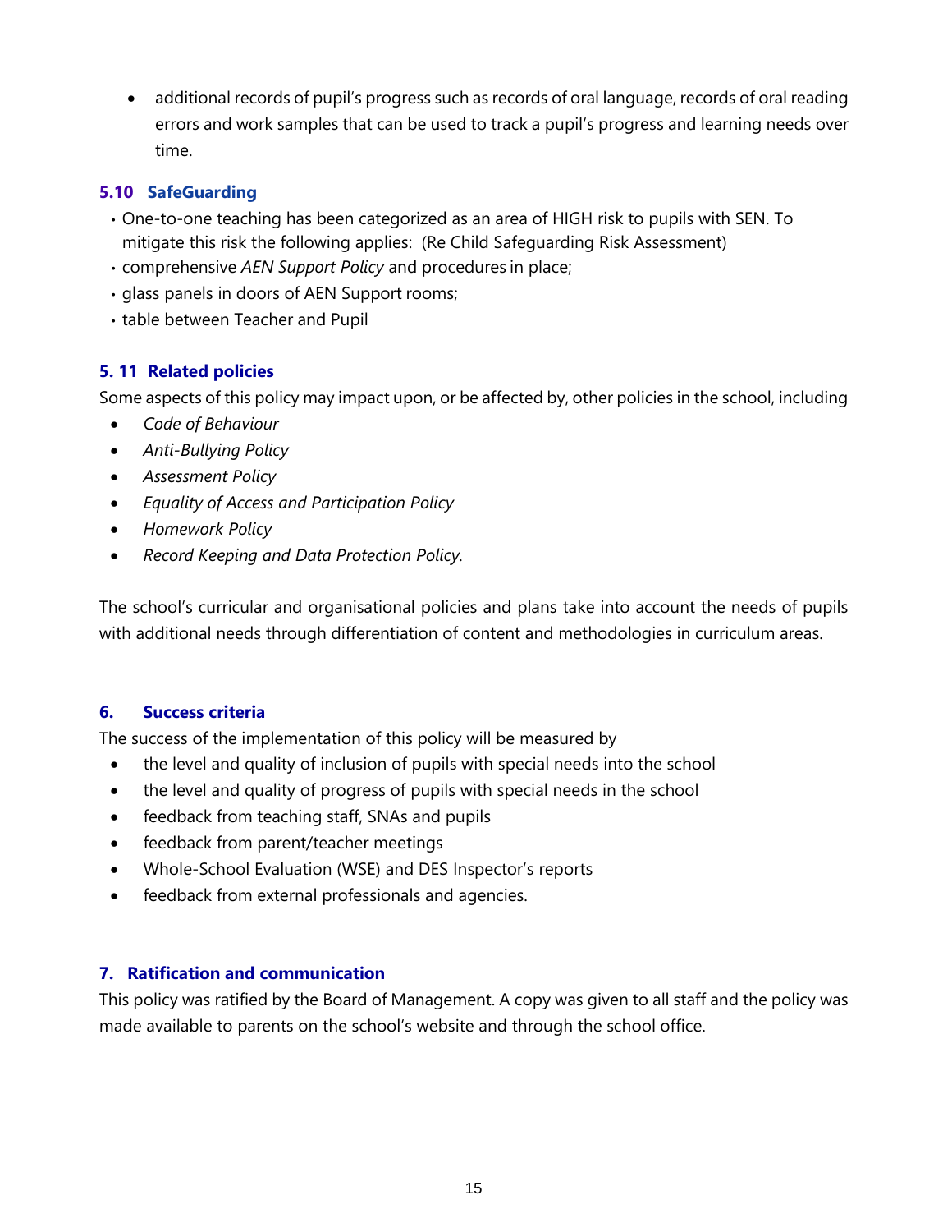- additional records of pupil's progress such as records of oral language, records of oral reading errors and work samples that can be used to track a pupil's progress and learning needs over time.

### 5.10 SafeGuarding

- One-to-one teaching has been categorized as an area of HIGH risk to pupils with SEN. To mitigate this risk the following applies: (Re Child Safeguarding Risk Assessment)
- comprehensive *AEN Support Policy* and procedures in place;
- glass panels in doors of AEN Support rooms;
- table between Teacher and Pupil

### 5. 11 Related policies

Some aspects of this policy may impact upon, or be affected by, other policies in the school, including

- *Code of Behaviour*
- *Anti-Bullying Policy*
- *Assessment Policy*
- *Equality of Access and Participation Policy*
- *Homework Policy*
- *Record Keeping and Data Protection Policy.*

The school's curricular and organisational policies and plans take into account the needs of pupils with additional needs through differentiation of content and methodologies in curriculum areas.

## 6. Success criteria

The success of the implementation of this policy will be measured by

- the level and quality of inclusion of pupils with special needs into the school
- the level and quality of progress of pupils with special needs in the school
- feedback from teaching staff, SNAs and pupils
- feedback from parent/teacher meetings
- Whole-School Evaluation (WSE) and DES Inspector's reports
- feedback from external professionals and agencies.

## 7. Ratification and communication

This policy was ratified by the Board of Management. A copy was given to all staff and the policy was made available to parents on the school's website and through the school office.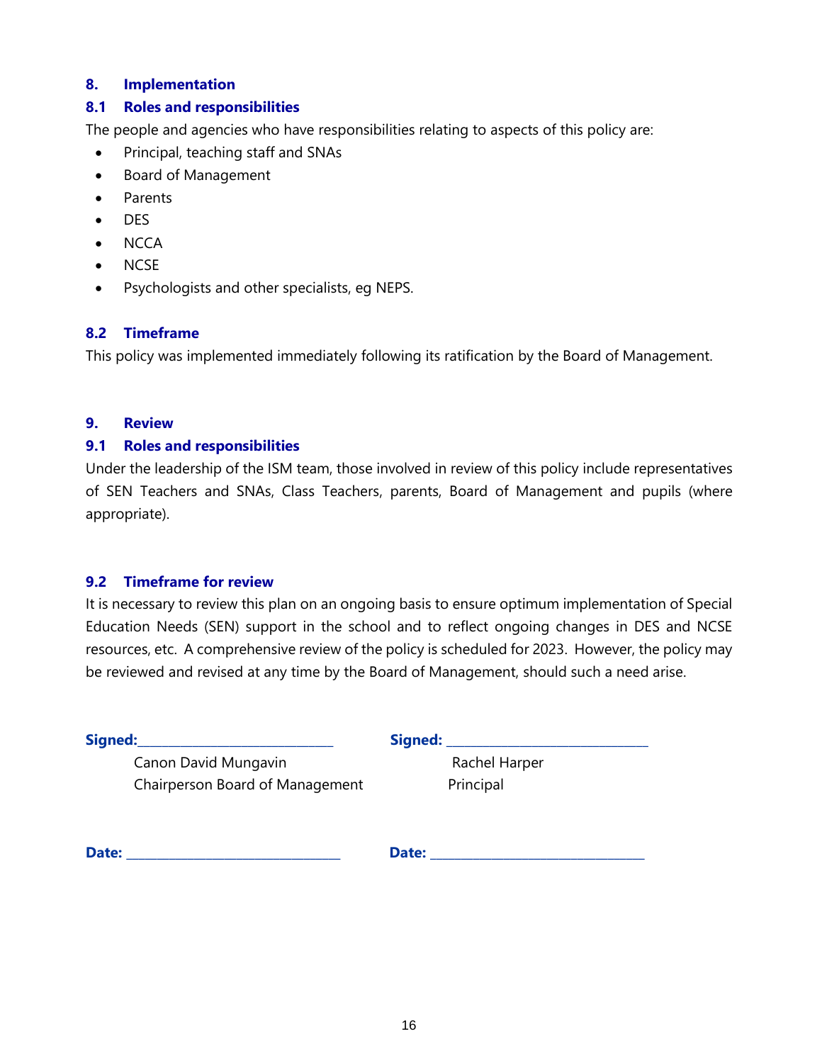## 8. Implementation

### 8.1 Roles and responsibilities

The people and agencies who have responsibilities relating to aspects of this policy are:

- Principal, teaching staff and SNAs
- Board of Management
- Parents
- DES
- NCCA
- NCSE
- Psychologists and other specialists, eg NEPS.

### 8.2 Timeframe

This policy was implemented immediately following its ratification by the Board of Management.

## 9. Review

### 9.1 Roles and responsibilities

Under the leadership of the ISM team, those involved in review of this policy include representatives of SEN Teachers and SNAs, Class Teachers, parents, Board of Management and pupils (where appropriate).

### 9.2 Timeframe for review

It is necessary to review this plan on an ongoing basis to ensure optimum implementation of Special Education Needs (SEN) support in the school and to reflect ongoing changes in DES and NCSE resources, etc. A comprehensive review of the policy is scheduled for 2023. However, the policy may be reviewed and revised at any time by the Board of Management, should such a need arise.

**Signed:**\_\_\_\_\_\_\_\_\_\_\_\_\_\_\_\_\_\_\_\_\_\_\_\_\_\_\_\_
Canon David Mungavin
Chairperson Board of Management

**Signed:** \_\_\_\_\_\_\_\_\_\_\_\_\_\_\_\_\_\_\_\_\_\_\_\_\_\_\_\_
Rachel Harper
Principal

**Date:** \_\_\_\_\_\_\_\_\_\_\_\_\_\_\_\_\_\_\_\_\_\_\_\_\_\_\_\_

**Date:** \_\_\_\_\_\_\_\_\_\_\_\_\_\_\_\_\_\_\_\_\_\_\_\_\_\_\_\_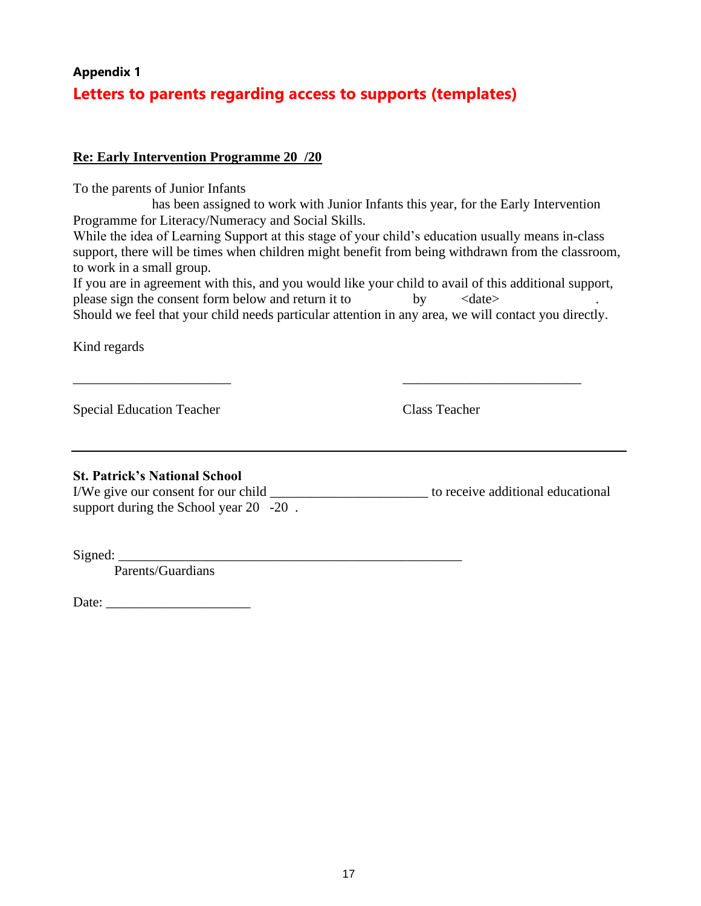**Appendix 1**

## Letters to parents regarding access to supports (templates)

**Re: Early Intervention Programme 20  /20**

To the parents of Junior Infants

has been assigned to work with Junior Infants this year, for the Early Intervention Programme for Literacy/Numeracy and Social Skills.

While the idea of Learning Support at this stage of your child's education usually means in-class support, there will be times when children might benefit from being withdrawn from the classroom, to work in a small group.

If you are in agreement with this, and you would like your child to avail of this additional support, please sign the consent form below and return it to                by        <date>                    .

Should we feel that your child needs particular attention in any area, we will contact you directly.

Kind regards

_______________________                    __________________________

Special Education Teacher                    Class Teacher

---

**St. Patrick's National School**

I/We give our consent for our child ______________________ to receive additional educational support during the School year 20  -20  .

Signed: __________________________________________________

Parents/Guardians

Date: _____________________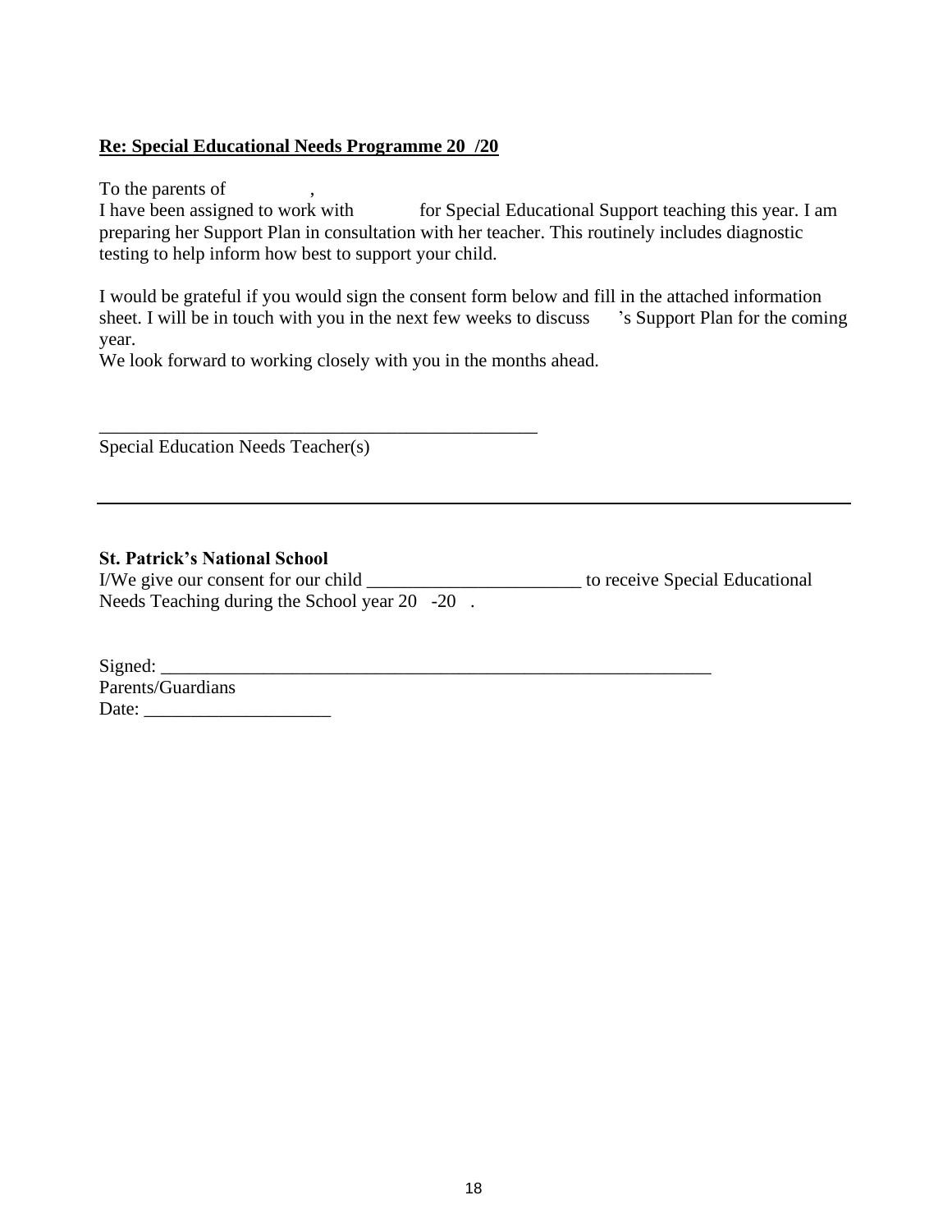**Re: Special Educational Needs Programme 20  /20**

To the parents of              ,
I have been assigned to work with            for Special Educational Support teaching this year. I am preparing her Support Plan in consultation with her teacher. This routinely includes diagnostic testing to help inform how best to support your child.

I would be grateful if you would sign the consent form below and fill in the attached information sheet. I will be in touch with you in the next few weeks to discuss      's Support Plan for the coming year.
We look forward to working closely with you in the months ahead.

_________________________________________________
Special Education Needs Teacher(s)

---

**St. Patrick's National School**
I/We give our consent for our child _______________________ to receive Special Educational Needs Teaching during the School year 20   -20   .

Signed: _____________________________________________________________
Parents/Guardians
Date: ____________________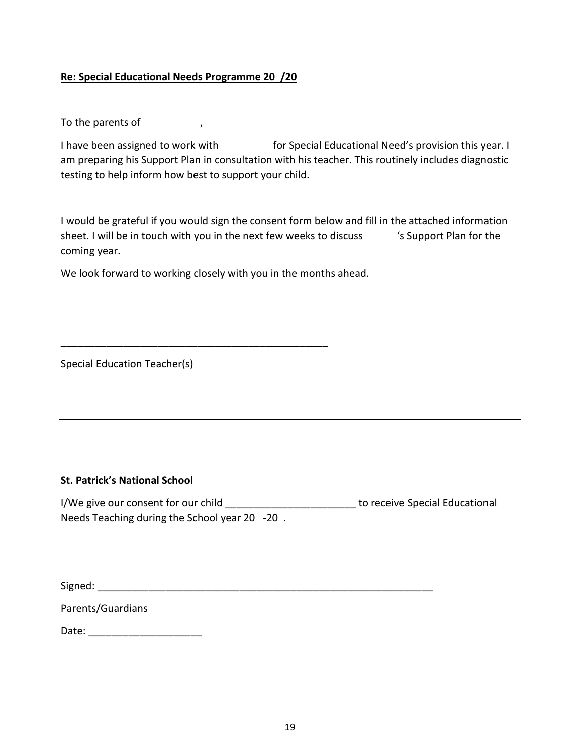**Re: Special Educational Needs Programme 20  /20**

To the parents of                ,

I have been assigned to work with                for Special Educational Need's provision this year. I am preparing his Support Plan in consultation with his teacher. This routinely includes diagnostic testing to help inform how best to support your child.

I would be grateful if you would sign the consent form below and fill in the attached information sheet. I will be in touch with you in the next few weeks to discuss          's Support Plan for the coming year.

We look forward to working closely with you in the months ahead.

_______________________________________________

Special Education Teacher(s)

---

**St. Patrick's National School**

I/We give our consent for our child ______________________ to receive Special Educational Needs Teaching during the School year 20   -20  .

Signed: ____________________________________________________________

Parents/Guardians

Date: ___________________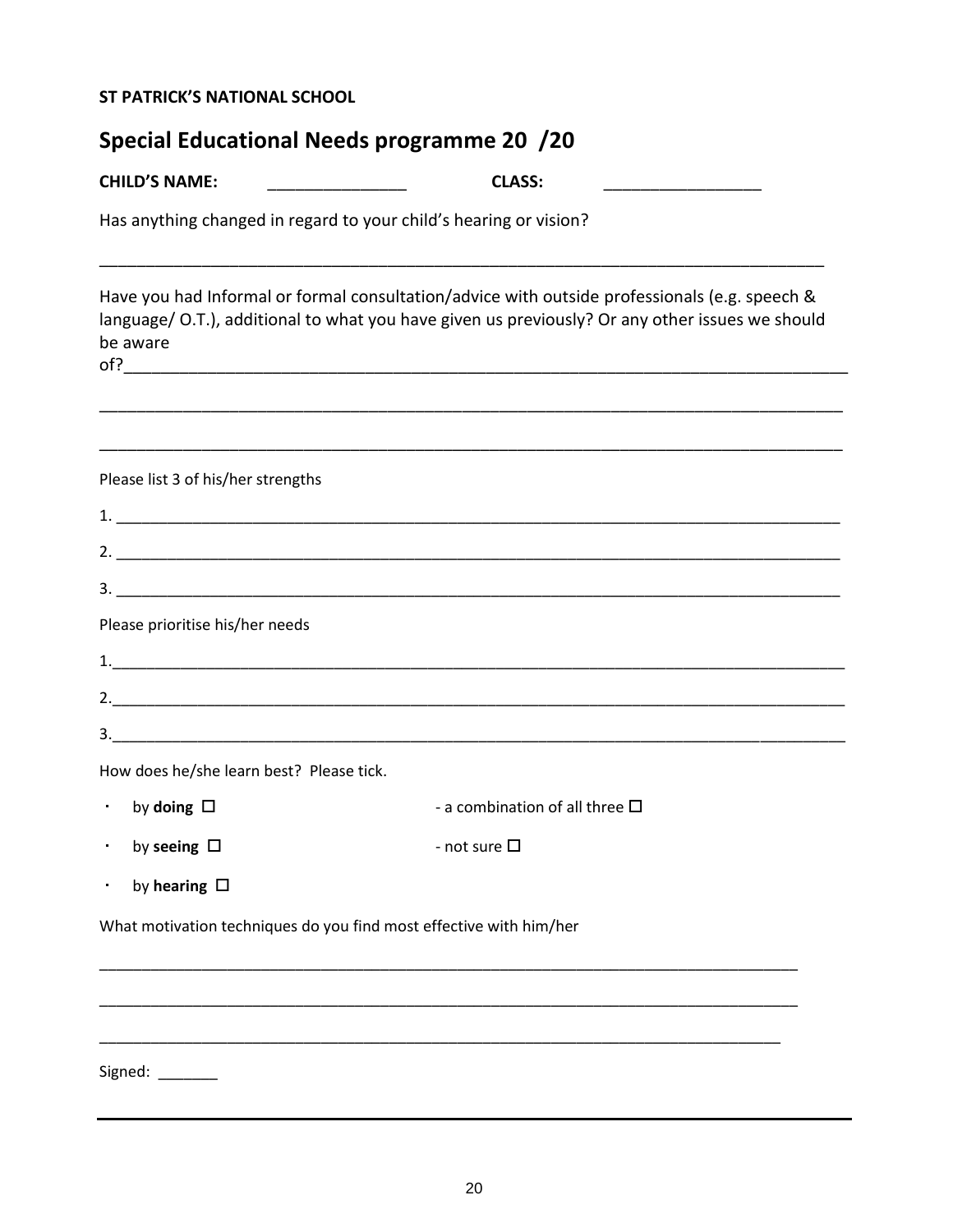**ST PATRICK'S NATIONAL SCHOOL**

## Special Educational Needs programme 20 /20

**CHILD'S NAME:** _______________ **CLASS:** _________________

Has anything changed in regard to your child's hearing or vision?

_______________________________________________________________________________

Have you had Informal or formal consultation/advice with outside professionals (e.g. speech & language/ O.T.), additional to what you have given us previously? Or any other issues we should be aware of?_______________________________________________________________________________

_______________________________________________________________________________

_______________________________________________________________________________

Please list 3 of his/her strengths

1. _______________________________________________________________________________

2. _______________________________________________________________________________

3. _______________________________________________________________________________

Please prioritise his/her needs

1._______________________________________________________________________________

2._______________________________________________________________________________

3._______________________________________________________________________________

How does he/she learn best? Please tick.

- by **doing** ☐
- by **seeing** ☐
- by **hearing** ☐
- a combination of all three ☐
- not sure ☐

What motivation techniques do you find most effective with him/her

_______________________________________________________________________________

_______________________________________________________________________________

_______________________________________________________________________________

Signed: _______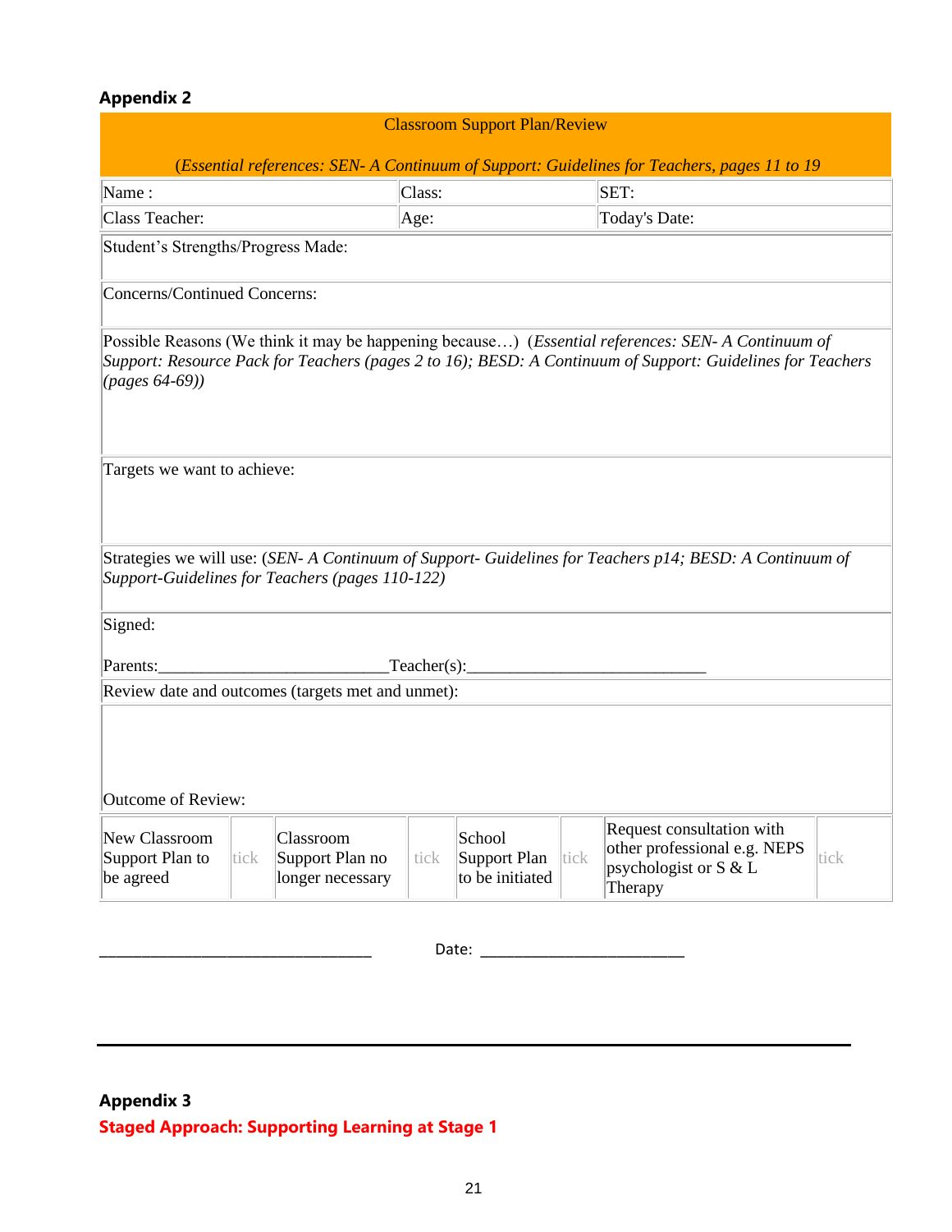## Appendix 2

| Classroom Support Plan/Review<br><br>(*Essential references: SEN- A Continuum of Support: Guidelines for Teachers, pages 11 to 19* | | |
|---|---|---|
| Name : | Class: | SET: |
| Class Teacher: | Age: | Today's Date: |

Student's Strengths/Progress Made:

Concerns/Continued Concerns:

Possible Reasons (We think it may be happening because…) (*Essential references: SEN- A Continuum of Support: Resource Pack for Teachers (pages 2 to 16); BESD: A Continuum of Support: Guidelines for Teachers (pages 64-69))*

Targets we want to achieve:

Strategies we will use: (*SEN- A Continuum of Support- Guidelines for Teachers p14; BESD: A Continuum of Support-Guidelines for Teachers (pages 110-122)*

Signed:

Parents:__________________________Teacher(s):___________________________

Review date and outcomes (targets met and unmet):

Outcome of Review:

| New Classroom Support Plan to be agreed | tick | Classroom Support Plan no longer necessary | tick | School Support Plan to be initiated | tick | Request consultation with other professional e.g. NEPS psychologist or S & L Therapy | tick |
|---|---|---|---|---|---|---|---|

________________________________ Date: ________________________

---

## Appendix 3

### Staged Approach: Supporting Learning at Stage 1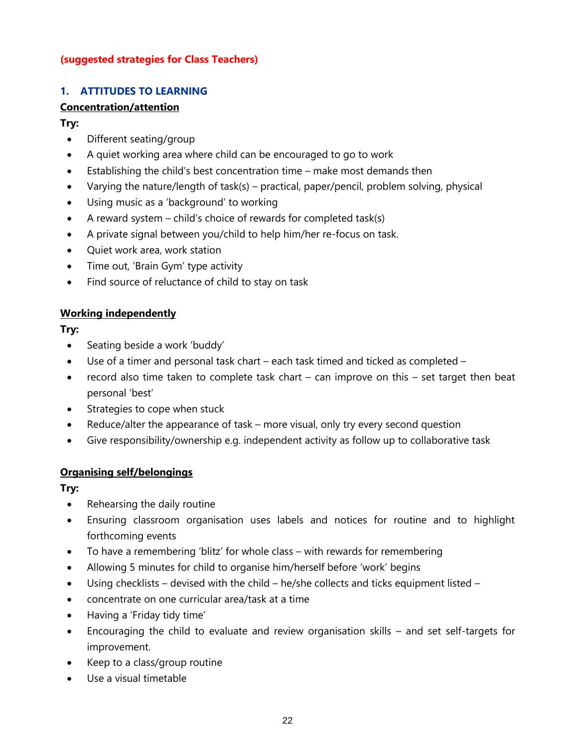**(suggested strategies for Class Teachers)**

## 1. ATTITUDES TO LEARNING

### Concentration/attention

**Try:**

- Different seating/group
- A quiet working area where child can be encouraged to go to work
- Establishing the child's best concentration time – make most demands then
- Varying the nature/length of task(s) – practical, paper/pencil, problem solving, physical
- Using music as a 'background' to working
- A reward system – child's choice of rewards for completed task(s)
- A private signal between you/child to help him/her re-focus on task.
- Quiet work area, work station
- Time out, 'Brain Gym' type activity
- Find source of reluctance of child to stay on task

### Working independently

**Try:**

- Seating beside a work 'buddy'
- Use of a timer and personal task chart – each task timed and ticked as completed –
- record also time taken to complete task chart – can improve on this – set target then beat personal 'best'
- Strategies to cope when stuck
- Reduce/alter the appearance of task – more visual, only try every second question
- Give responsibility/ownership e.g. independent activity as follow up to collaborative task

### Organising self/belongings

**Try:**

- Rehearsing the daily routine
- Ensuring classroom organisation uses labels and notices for routine and to highlight forthcoming events
- To have a remembering 'blitz' for whole class – with rewards for remembering
- Allowing 5 minutes for child to organise him/herself before 'work' begins
- Using checklists – devised with the child – he/she collects and ticks equipment listed –
- concentrate on one curricular area/task at a time
- Having a 'Friday tidy time'
- Encouraging the child to evaluate and review organisation skills – and set self-targets for improvement.
- Keep to a class/group routine
- Use a visual timetable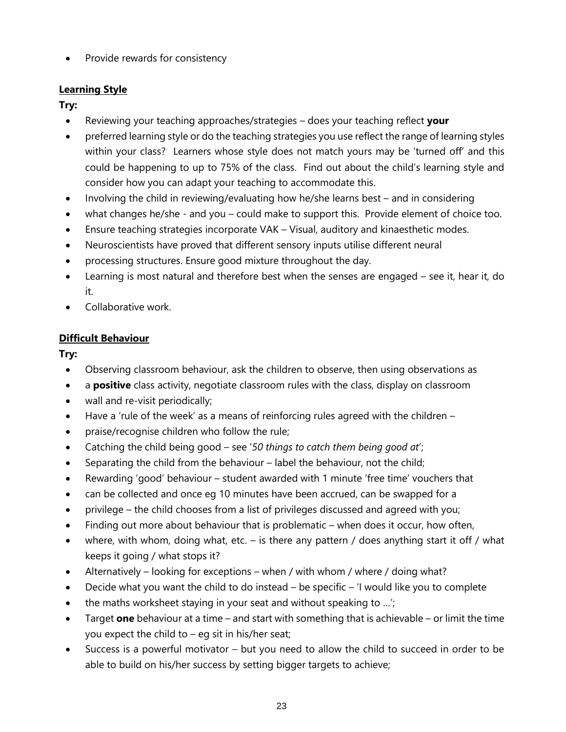- Provide rewards for consistency

**Learning Style**

**Try:**

- Reviewing your teaching approaches/strategies – does your teaching reflect **your**
- preferred learning style or do the teaching strategies you use reflect the range of learning styles within your class? Learners whose style does not match yours may be 'turned off' and this could be happening to up to 75% of the class. Find out about the child's learning style and consider how you can adapt your teaching to accommodate this.
- Involving the child in reviewing/evaluating how he/she learns best – and in considering
- what changes he/she - and you – could make to support this. Provide element of choice too.
- Ensure teaching strategies incorporate VAK – Visual, auditory and kinaesthetic modes.
- Neuroscientists have proved that different sensory inputs utilise different neural
- processing structures. Ensure good mixture throughout the day.
- Learning is most natural and therefore best when the senses are engaged – see it, hear it, do it.
- Collaborative work.

**Difficult Behaviour**

**Try:**

- Observing classroom behaviour, ask the children to observe, then using observations as
- a **positive** class activity, negotiate classroom rules with the class, display on classroom
- wall and re-visit periodically;
- Have a 'rule of the week' as a means of reinforcing rules agreed with the children –
- praise/recognise children who follow the rule;
- Catching the child being good – see '*50 things to catch them being good at*';
- Separating the child from the behaviour – label the behaviour, not the child;
- Rewarding 'good' behaviour – student awarded with 1 minute 'free time' vouchers that
- can be collected and once eg 10 minutes have been accrued, can be swapped for a
- privilege – the child chooses from a list of privileges discussed and agreed with you;
- Finding out more about behaviour that is problematic – when does it occur, how often,
- where, with whom, doing what, etc. – is there any pattern / does anything start it off / what keeps it going / what stops it?
- Alternatively – looking for exceptions – when / with whom / where / doing what?
- Decide what you want the child to do instead – be specific – 'I would like you to complete
- the maths worksheet staying in your seat and without speaking to …';
- Target **one** behaviour at a time – and start with something that is achievable – or limit the time you expect the child to – eg sit in his/her seat;
- Success is a powerful motivator – but you need to allow the child to succeed in order to be able to build on his/her success by setting bigger targets to achieve;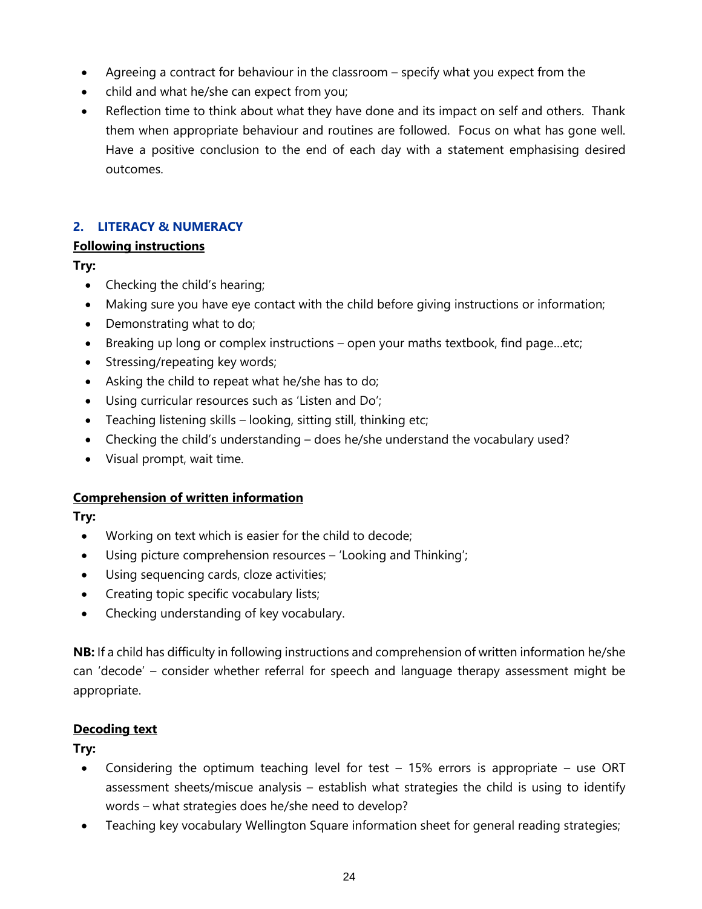- Agreeing a contract for behaviour in the classroom – specify what you expect from the
- child and what he/she can expect from you;
- Reflection time to think about what they have done and its impact on self and others. Thank them when appropriate behaviour and routines are followed. Focus on what has gone well. Have a positive conclusion to the end of each day with a statement emphasising desired outcomes.

## 2. LITERACY & NUMERACY

**Following instructions**

**Try:**

- Checking the child's hearing;
- Making sure you have eye contact with the child before giving instructions or information;
- Demonstrating what to do;
- Breaking up long or complex instructions – open your maths textbook, find page…etc;
- Stressing/repeating key words;
- Asking the child to repeat what he/she has to do;
- Using curricular resources such as 'Listen and Do';
- Teaching listening skills – looking, sitting still, thinking etc;
- Checking the child's understanding – does he/she understand the vocabulary used?
- Visual prompt, wait time.

**Comprehension of written information**

**Try:**

- Working on text which is easier for the child to decode;
- Using picture comprehension resources – 'Looking and Thinking';
- Using sequencing cards, cloze activities;
- Creating topic specific vocabulary lists;
- Checking understanding of key vocabulary.

**NB:** If a child has difficulty in following instructions and comprehension of written information he/she can 'decode' – consider whether referral for speech and language therapy assessment might be appropriate.

**Decoding text**

**Try:**

- Considering the optimum teaching level for test – 15% errors is appropriate – use ORT assessment sheets/miscue analysis – establish what strategies the child is using to identify words – what strategies does he/she need to develop?
- Teaching key vocabulary Wellington Square information sheet for general reading strategies;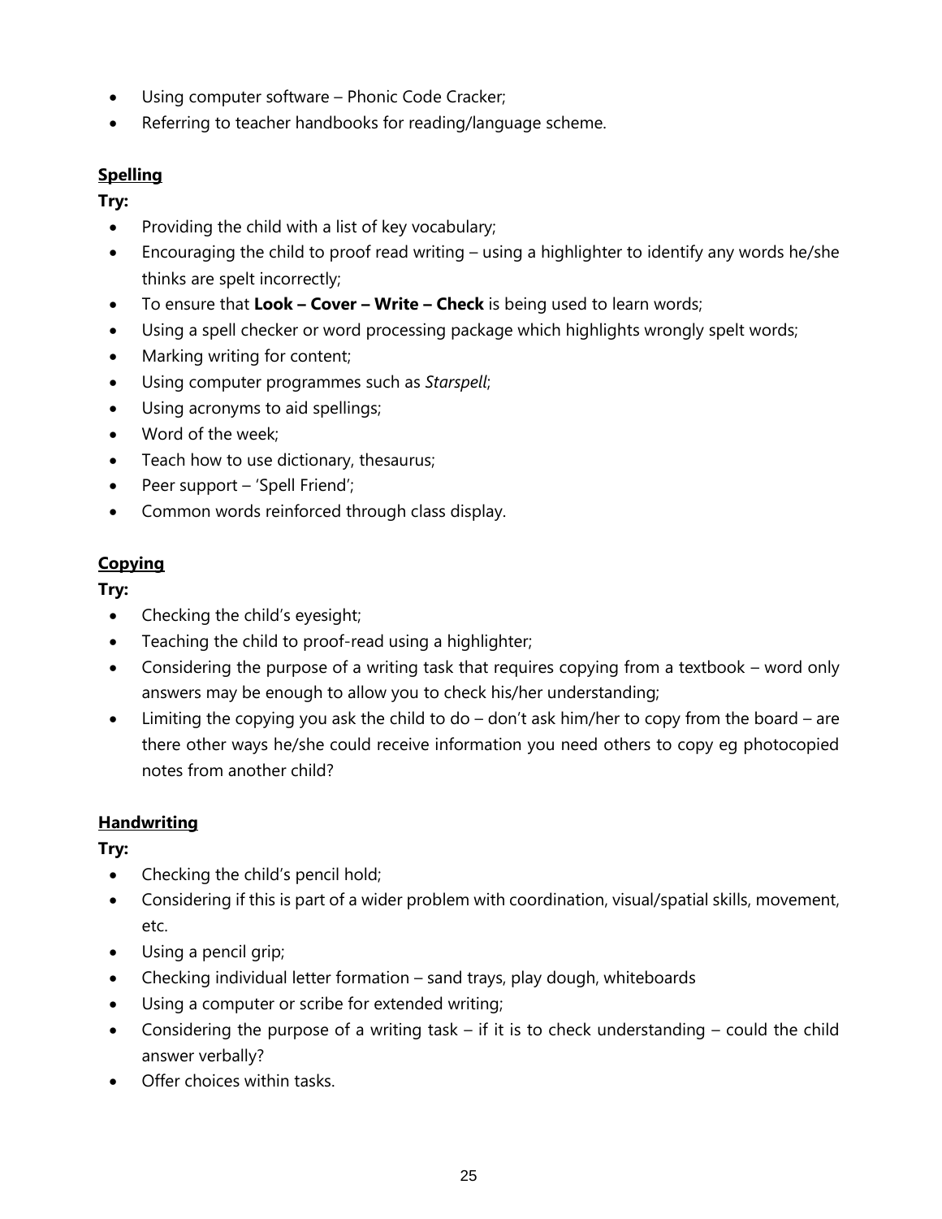- Using computer software – Phonic Code Cracker;
- Referring to teacher handbooks for reading/language scheme.

## Spelling

**Try:**

- Providing the child with a list of key vocabulary;
- Encouraging the child to proof read writing – using a highlighter to identify any words he/she thinks are spelt incorrectly;
- To ensure that **Look – Cover – Write – Check** is being used to learn words;
- Using a spell checker or word processing package which highlights wrongly spelt words;
- Marking writing for content;
- Using computer programmes such as *Starspell*;
- Using acronyms to aid spellings;
- Word of the week;
- Teach how to use dictionary, thesaurus;
- Peer support – 'Spell Friend';
- Common words reinforced through class display.

## Copying

**Try:**

- Checking the child's eyesight;
- Teaching the child to proof-read using a highlighter;
- Considering the purpose of a writing task that requires copying from a textbook – word only answers may be enough to allow you to check his/her understanding;
- Limiting the copying you ask the child to do – don't ask him/her to copy from the board – are there other ways he/she could receive information you need others to copy eg photocopied notes from another child?

## Handwriting

**Try:**

- Checking the child's pencil hold;
- Considering if this is part of a wider problem with coordination, visual/spatial skills, movement, etc.
- Using a pencil grip;
- Checking individual letter formation – sand trays, play dough, whiteboards
- Using a computer or scribe for extended writing;
- Considering the purpose of a writing task – if it is to check understanding – could the child answer verbally?
- Offer choices within tasks.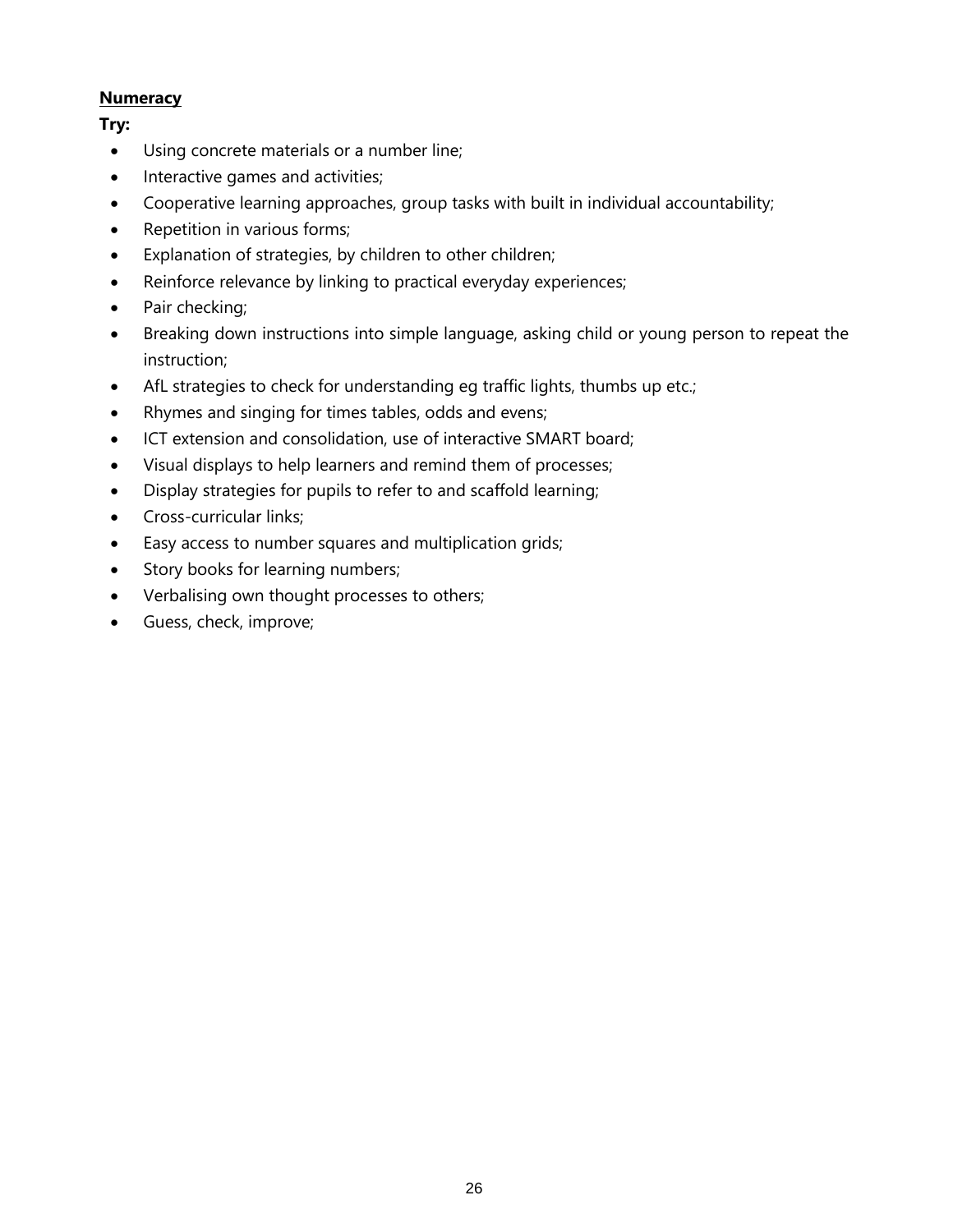**Numeracy**

**Try:**

- Using concrete materials or a number line;
- Interactive games and activities;
- Cooperative learning approaches, group tasks with built in individual accountability;
- Repetition in various forms;
- Explanation of strategies, by children to other children;
- Reinforce relevance by linking to practical everyday experiences;
- Pair checking;
- Breaking down instructions into simple language, asking child or young person to repeat the instruction;
- AfL strategies to check for understanding eg traffic lights, thumbs up etc.;
- Rhymes and singing for times tables, odds and evens;
- ICT extension and consolidation, use of interactive SMART board;
- Visual displays to help learners and remind them of processes;
- Display strategies for pupils to refer to and scaffold learning;
- Cross-curricular links;
- Easy access to number squares and multiplication grids;
- Story books for learning numbers;
- Verbalising own thought processes to others;
- Guess, check, improve;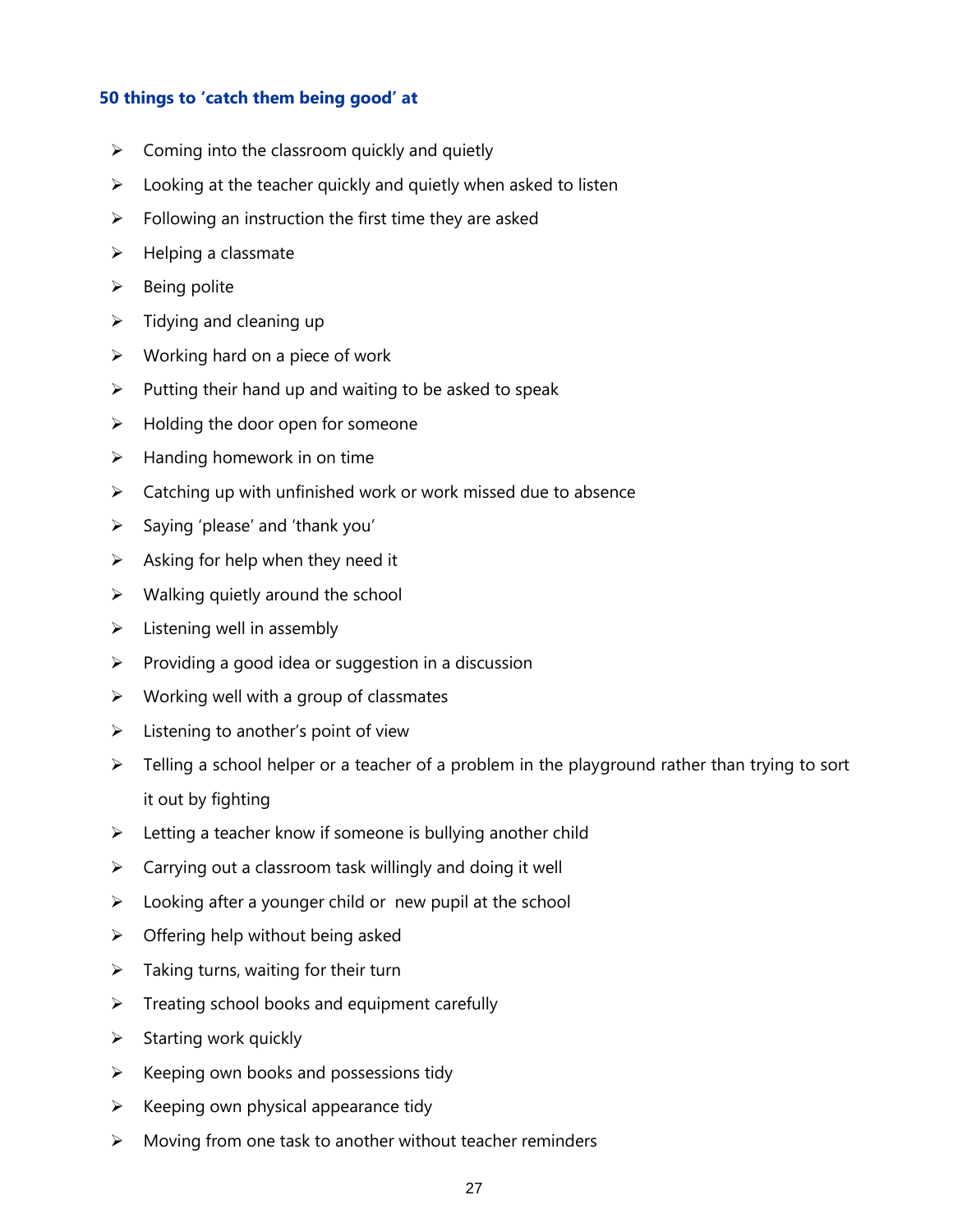### 50 things to 'catch them being good' at

- Coming into the classroom quickly and quietly
- Looking at the teacher quickly and quietly when asked to listen
- Following an instruction the first time they are asked
- Helping a classmate
- Being polite
- Tidying and cleaning up
- Working hard on a piece of work
- Putting their hand up and waiting to be asked to speak
- Holding the door open for someone
- Handing homework in on time
- Catching up with unfinished work or work missed due to absence
- Saying 'please' and 'thank you'
- Asking for help when they need it
- Walking quietly around the school
- Listening well in assembly
- Providing a good idea or suggestion in a discussion
- Working well with a group of classmates
- Listening to another's point of view
- Telling a school helper or a teacher of a problem in the playground rather than trying to sort it out by fighting
- Letting a teacher know if someone is bullying another child
- Carrying out a classroom task willingly and doing it well
- Looking after a younger child or new pupil at the school
- Offering help without being asked
- Taking turns, waiting for their turn
- Treating school books and equipment carefully
- Starting work quickly
- Keeping own books and possessions tidy
- Keeping own physical appearance tidy
- Moving from one task to another without teacher reminders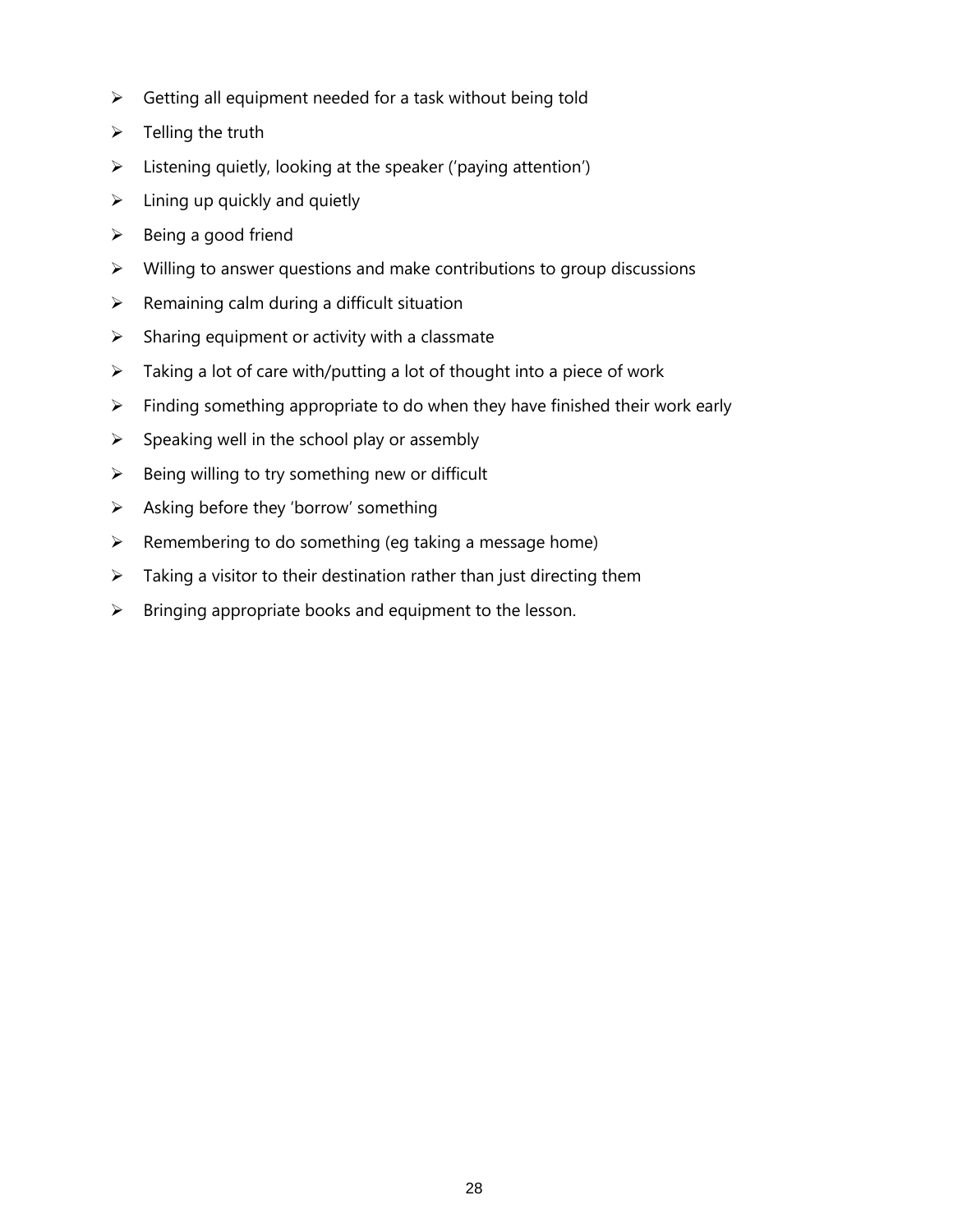- Getting all equipment needed for a task without being told
- Telling the truth
- Listening quietly, looking at the speaker ('paying attention')
- Lining up quickly and quietly
- Being a good friend
- Willing to answer questions and make contributions to group discussions
- Remaining calm during a difficult situation
- Sharing equipment or activity with a classmate
- Taking a lot of care with/putting a lot of thought into a piece of work
- Finding something appropriate to do when they have finished their work early
- Speaking well in the school play or assembly
- Being willing to try something new or difficult
- Asking before they 'borrow' something
- Remembering to do something (eg taking a message home)
- Taking a visitor to their destination rather than just directing them
- Bringing appropriate books and equipment to the lesson.